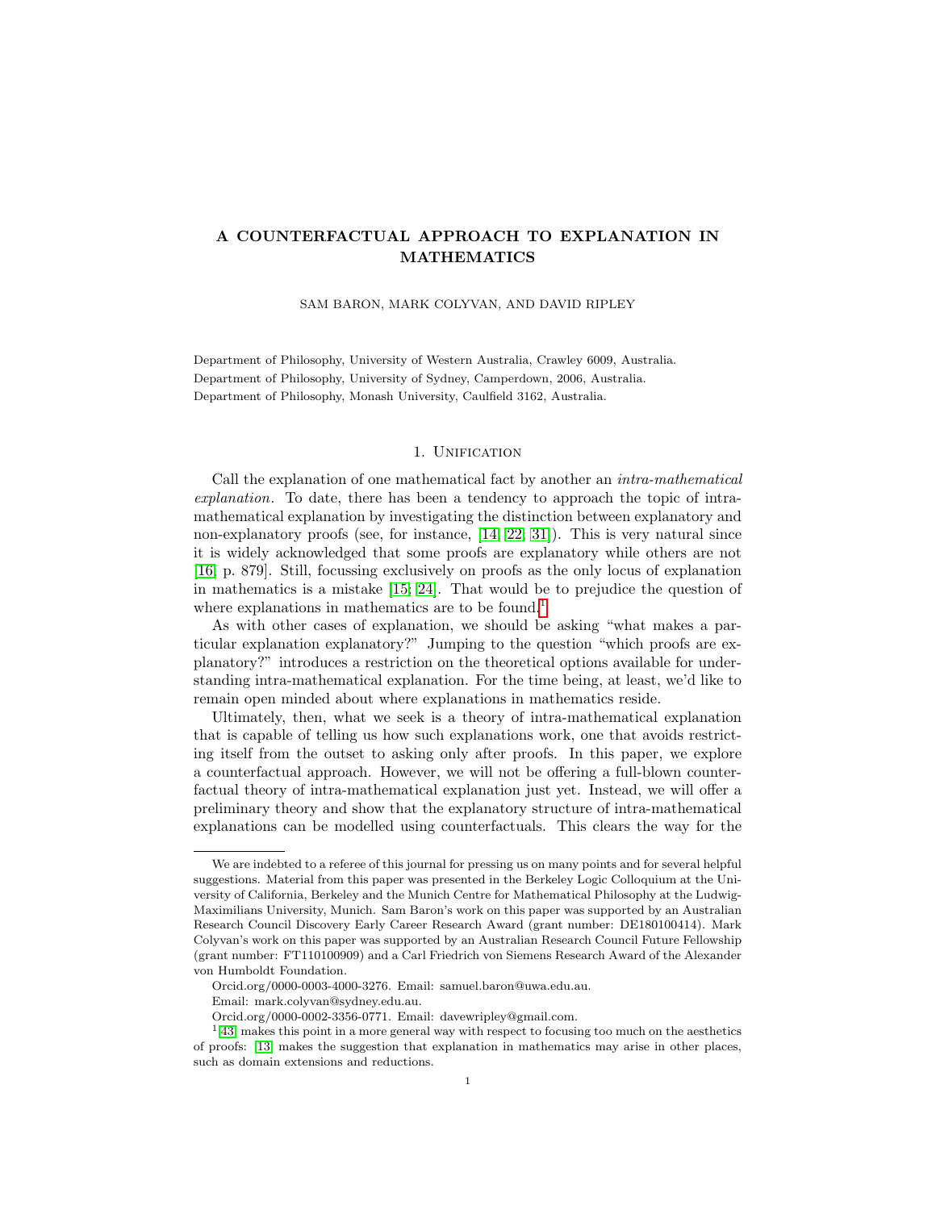# A COUNTERFACTUAL APPROACH TO EXPLANATION IN MATHEMATICS

SAM BARON, MARK COLYVAN, AND DAVID RIPLEY

Department of Philosophy, University of Western Australia, Crawley 6009, Australia.
Department of Philosophy, University of Sydney, Camperdown, 2006, Australia.
Department of Philosophy, Monash University, Caulfield 3162, Australia.

## 1. Unification

Call the explanation of one mathematical fact by another an *intra-mathematical explanation*. To date, there has been a tendency to approach the topic of intra-mathematical explanation by investigating the distinction between explanatory and non-explanatory proofs (see, for instance, [14; 22; 31]). This is very natural since it is widely acknowledged that some proofs are explanatory while others are not [16, p. 879]. Still, focussing exclusively on proofs as the only locus of explanation in mathematics is a mistake [15; 24]. That would be to prejudice the question of where explanations in mathematics are to be found.[1]

As with other cases of explanation, we should be asking "what makes a particular explanation explanatory?" Jumping to the question "which proofs are explanatory?" introduces a restriction on the theoretical options available for understanding intra-mathematical explanation. For the time being, at least, we'd like to remain open minded about where explanations in mathematics reside.

Ultimately, then, what we seek is a theory of intra-mathematical explanation that is capable of telling us how such explanations work, one that avoids restricting itself from the outset to asking only after proofs. In this paper, we explore a counterfactual approach. However, we will not be offering a full-blown counterfactual theory of intra-mathematical explanation just yet. Instead, we will offer a preliminary theory and show that the explanatory structure of intra-mathematical explanations can be modelled using counterfactuals. This clears the way for the

---

We are indebted to a referee of this journal for pressing us on many points and for several helpful suggestions. Material from this paper was presented in the Berkeley Logic Colloquium at the University of California, Berkeley and the Munich Centre for Mathematical Philosophy at the Ludwig-Maximilians University, Munich. Sam Baron's work on this paper was supported by an Australian Research Council Discovery Early Career Research Award (grant number: DE180100414). Mark Colyvan's work on this paper was supported by an Australian Research Council Future Fellowship (grant number: FT110100909) and a Carl Friedrich von Siemens Research Award of the Alexander von Humboldt Foundation.

Orcid.org/0000-0003-4000-3276. Email: samuel.baron@uwa.edu.au.

Email: mark.colyvan@sydney.edu.au.

Orcid.org/0000-0002-3356-0771. Email: davewripley@gmail.com.

[1] [43] makes this point in a more general way with respect to focusing too much on the aesthetics of proofs: [13] makes the suggestion that explanation in mathematics may arise in other places, such as domain extensions and reductions.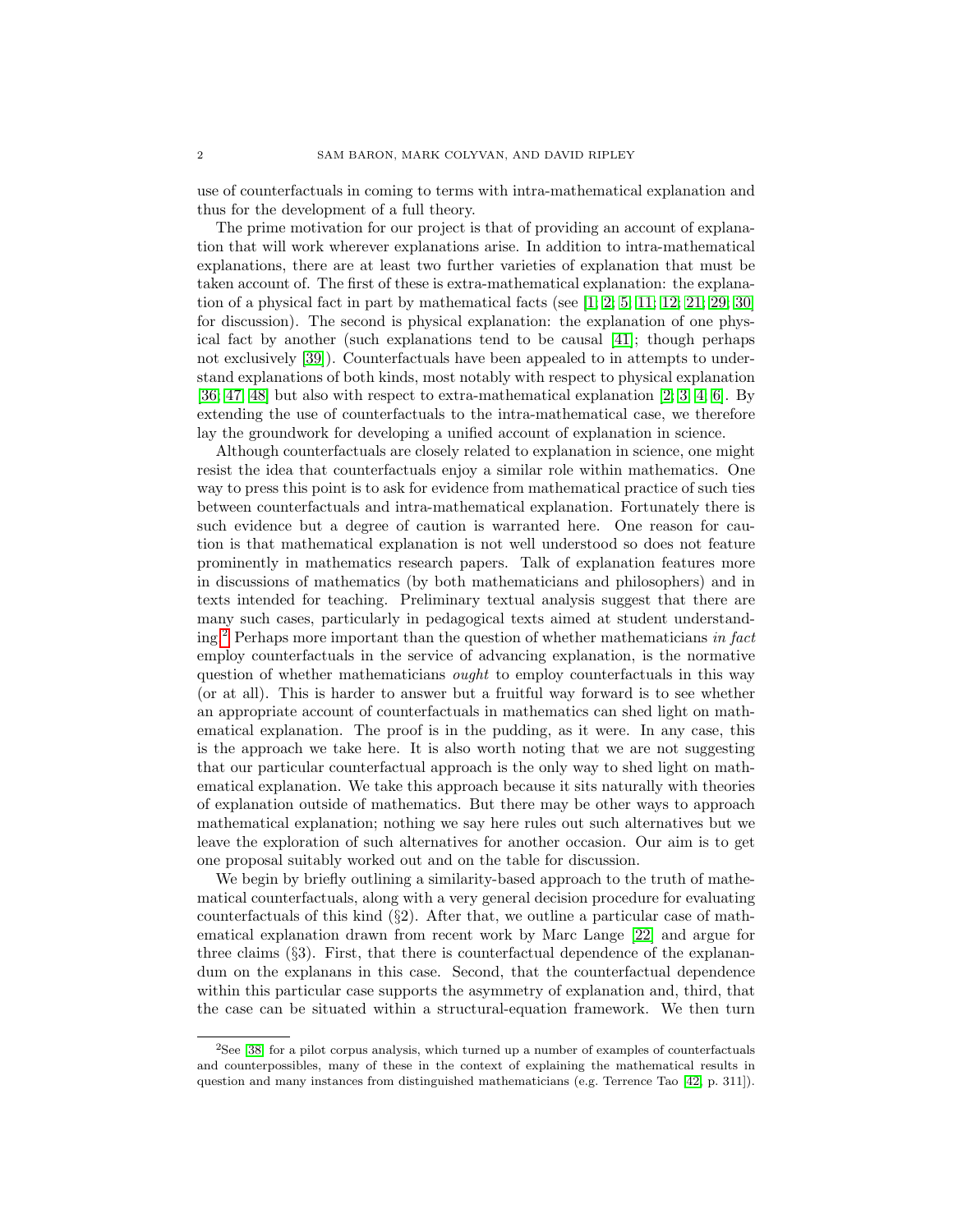use of counterfactuals in coming to terms with intra-mathematical explanation and thus for the development of a full theory.

The prime motivation for our project is that of providing an account of explanation that will work wherever explanations arise. In addition to intra-mathematical explanations, there are at least two further varieties of explanation that must be taken account of. The first of these is extra-mathematical explanation: the explanation of a physical fact in part by mathematical facts (see [1, 2, 5, 11, 12, 21, 29, 30] for discussion). The second is physical explanation: the explanation of one physical fact by another (such explanations tend to be causal [41]; though perhaps not exclusively [39]). Counterfactuals have been appealed to in attempts to understand explanations of both kinds, most notably with respect to physical explanation [36, 47, 48] but also with respect to extra-mathematical explanation [2, 3, 4, 6]. By extending the use of counterfactuals to the intra-mathematical case, we therefore lay the groundwork for developing a unified account of explanation in science.

Although counterfactuals are closely related to explanation in science, one might resist the idea that counterfactuals enjoy a similar role within mathematics. One way to press this point is to ask for evidence from mathematical practice of such ties between counterfactuals and intra-mathematical explanation. Fortunately there is such evidence but a degree of caution is warranted here. One reason for caution is that mathematical explanation is not well understood so does not feature prominently in mathematics research papers. Talk of explanation features more in discussions of mathematics (by both mathematicians and philosophers) and in texts intended for teaching. Preliminary textual analysis suggest that there are many such cases, particularly in pedagogical texts aimed at student understanding.[2] Perhaps more important than the question of whether mathematicians *in fact* employ counterfactuals in the service of advancing explanation, is the normative question of whether mathematicians *ought* to employ counterfactuals in this way (or at all). This is harder to answer but a fruitful way forward is to see whether an appropriate account of counterfactuals in mathematics can shed light on mathematical explanation. The proof is in the pudding, as it were. In any case, this is the approach we take here. It is also worth noting that we are not suggesting that our particular counterfactual approach is the only way to shed light on mathematical explanation. We take this approach because it sits naturally with theories of explanation outside of mathematics. But there may be other ways to approach mathematical explanation; nothing we say here rules out such alternatives but we leave the exploration of such alternatives for another occasion. Our aim is to get one proposal suitably worked out and on the table for discussion.

We begin by briefly outlining a similarity-based approach to the truth of mathematical counterfactuals, along with a very general decision procedure for evaluating counterfactuals of this kind (§2). After that, we outline a particular case of mathematical explanation drawn from recent work by Marc Lange [22] and argue for three claims (§3). First, that there is counterfactual dependence of the explanandum on the explanans in this case. Second, that the counterfactual dependence within this particular case supports the asymmetry of explanation and, third, that the case can be situated within a structural-equation framework. We then turn

[2] See [38] for a pilot corpus analysis, which turned up a number of examples of counterfactuals and counterpossibles, many of these in the context of explaining the mathematical results in question and many instances from distinguished mathematicians (e.g. Terrence Tao [42, p. 311]).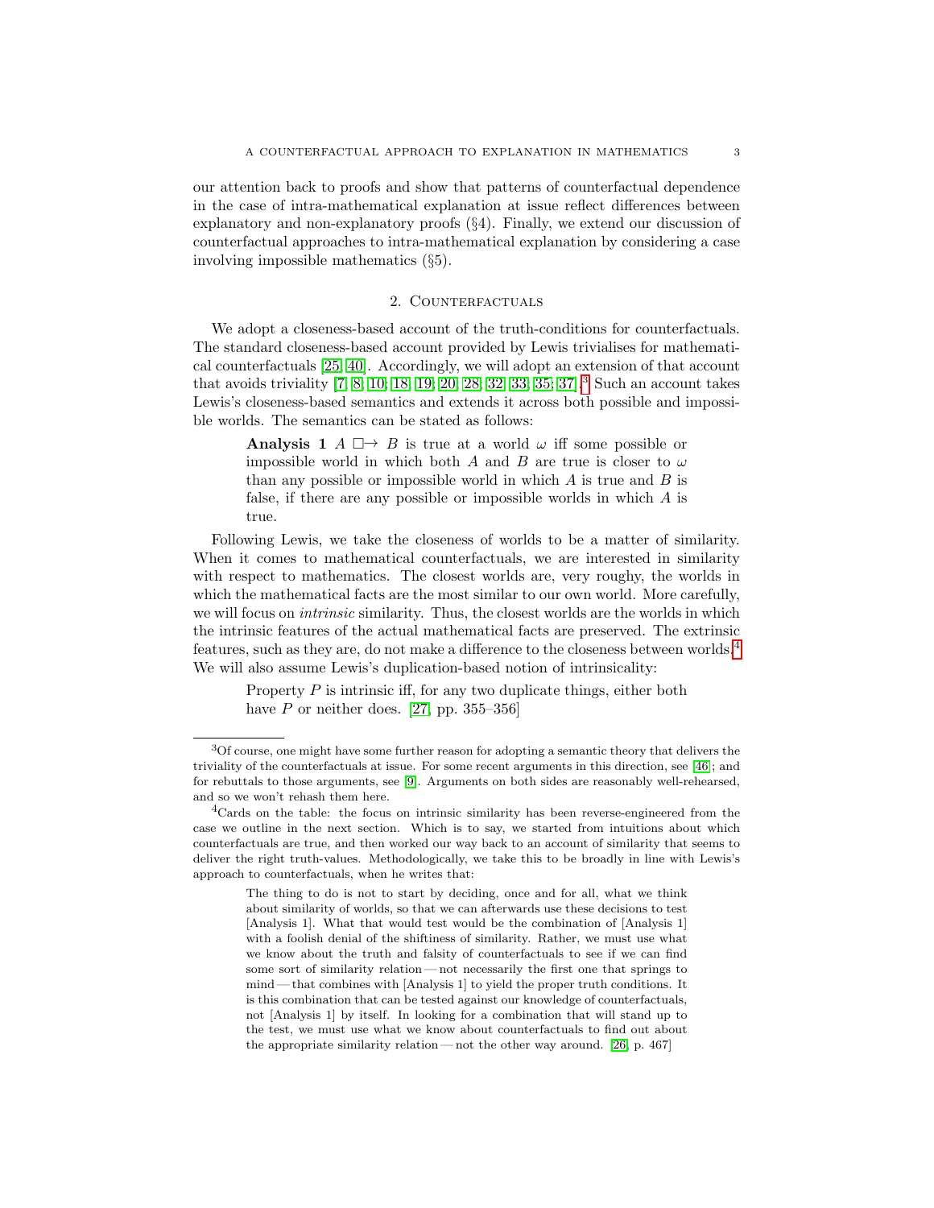our attention back to proofs and show that patterns of counterfactual dependence in the case of intra-mathematical explanation at issue reflect differences between explanatory and non-explanatory proofs (§4). Finally, we extend our discussion of counterfactual approaches to intra-mathematical explanation by considering a case involving impossible mathematics (§5).

## 2. Counterfactuals

We adopt a closeness-based account of the truth-conditions for counterfactuals. The standard closeness-based account provided by Lewis trivialises for mathematical counterfactuals [25, 40]. Accordingly, we will adopt an extension of that account that avoids triviality [7, 8, 10, 18, 19, 20, 28, 32, 33, 35, 37].[3] Such an account takes Lewis's closeness-based semantics and extends it across both possible and impossible worlds. The semantics can be stated as follows:

> **Analysis 1** $A \;\Box\!\!\rightarrow B$ is true at a world $\omega$ iff some possible or impossible world in which both $A$ and $B$ are true is closer to $\omega$ than any possible or impossible world in which $A$ is true and $B$ is false, if there are any possible or impossible worlds in which $A$ is true.

Following Lewis, we take the closeness of worlds to be a matter of similarity. When it comes to mathematical counterfactuals, we are interested in similarity with respect to mathematics. The closest worlds are, very roughy, the worlds in which the mathematical facts are the most similar to our own world. More carefully, we will focus on *intrinsic* similarity. Thus, the closest worlds are the worlds in which the intrinsic features of the actual mathematical facts are preserved. The extrinsic features, such as they are, do not make a difference to the closeness between worlds.[4] We will also assume Lewis's duplication-based notion of intrinsicality:

> Property $P$ is intrinsic iff, for any two duplicate things, either both have $P$ or neither does. [27, pp. 355–356]

---

[3] Of course, one might have some further reason for adopting a semantic theory that delivers the triviality of the counterfactuals at issue. For some recent arguments in this direction, see [46]; and for rebuttals to those arguments, see [9]. Arguments on both sides are reasonably well-rehearsed, and so we won't rehash them here.

[4] Cards on the table: the focus on intrinsic similarity has been reverse-engineered from the case we outline in the next section. Which is to say, we started from intuitions about which counterfactuals are true, and then worked our way back to an account of similarity that seems to deliver the right truth-values. Methodologically, we take this to be broadly in line with Lewis's approach to counterfactuals, when he writes that:

> The thing to do is not to start by deciding, once and for all, what we think about similarity of worlds, so that we can afterwards use these decisions to test [Analysis 1]. What that would test would be the combination of [Analysis 1] with a foolish denial of the shiftiness of similarity. Rather, we must use what we know about the truth and falsity of counterfactuals to see if we can find some sort of similarity relation — not necessarily the first one that springs to mind — that combines with [Analysis 1] to yield the proper truth conditions. It is this combination that can be tested against our knowledge of counterfactuals, not [Analysis 1] by itself. In looking for a combination that will stand up to the test, we must use what we know about counterfactuals to find out about the appropriate similarity relation — not the other way around. [26, p. 467]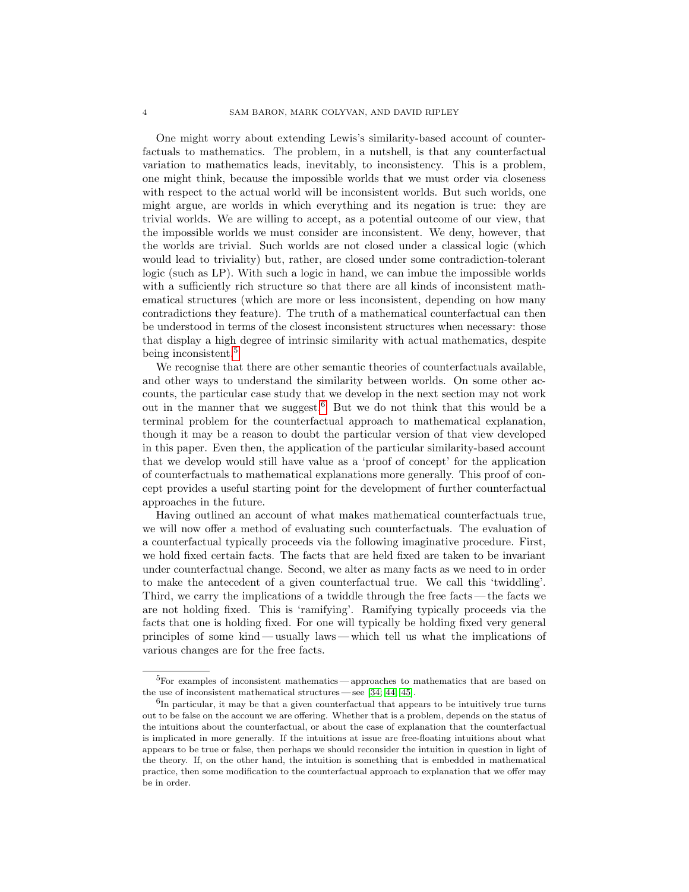One might worry about extending Lewis's similarity-based account of counterfactuals to mathematics. The problem, in a nutshell, is that any counterfactual variation to mathematics leads, inevitably, to inconsistency. This is a problem, one might think, because the impossible worlds that we must order via closeness with respect to the actual world will be inconsistent worlds. But such worlds, one might argue, are worlds in which everything and its negation is true: they are trivial worlds. We are willing to accept, as a potential outcome of our view, that the impossible worlds we must consider are inconsistent. We deny, however, that the worlds are trivial. Such worlds are not closed under a classical logic (which would lead to triviality) but, rather, are closed under some contradiction-tolerant logic (such as LP). With such a logic in hand, we can imbue the impossible worlds with a sufficiently rich structure so that there are all kinds of inconsistent mathematical structures (which are more or less inconsistent, depending on how many contradictions they feature). The truth of a mathematical counterfactual can then be understood in terms of the closest inconsistent structures when necessary: those that display a high degree of intrinsic similarity with actual mathematics, despite being inconsistent.[5]

We recognise that there are other semantic theories of counterfactuals available, and other ways to understand the similarity between worlds. On some other accounts, the particular case study that we develop in the next section may not work out in the manner that we suggest.[6] But we do not think that this would be a terminal problem for the counterfactual approach to mathematical explanation, though it may be a reason to doubt the particular version of that view developed in this paper. Even then, the application of the particular similarity-based account that we develop would still have value as a 'proof of concept' for the application of counterfactuals to mathematical explanations more generally. This proof of concept provides a useful starting point for the development of further counterfactual approaches in the future.

Having outlined an account of what makes mathematical counterfactuals true, we will now offer a method of evaluating such counterfactuals. The evaluation of a counterfactual typically proceeds via the following imaginative procedure. First, we hold fixed certain facts. The facts that are held fixed are taken to be invariant under counterfactual change. Second, we alter as many facts as we need to in order to make the antecedent of a given counterfactual true. We call this 'twiddling'. Third, we carry the implications of a twiddle through the free facts — the facts we are not holding fixed. This is 'ramifying'. Ramifying typically proceeds via the facts that one is holding fixed. For one will typically be holding fixed very general principles of some kind — usually laws — which tell us what the implications of various changes are for the free facts.

[5] For examples of inconsistent mathematics — approaches to mathematics that are based on the use of inconsistent mathematical structures — see [34][44][45].

[6] In particular, it may be that a given counterfactual that appears to be intuitively true turns out to be false on the account we are offering. Whether that is a problem, depends on the status of the intuitions about the counterfactual, or about the case of explanation that the counterfactual is implicated in more generally. If the intuitions at issue are free-floating intuitions about what appears to be true or false, then perhaps we should reconsider the intuition in question in light of the theory. If, on the other hand, the intuition is something that is embedded in mathematical practice, then some modification to the counterfactual approach to explanation that we offer may be in order.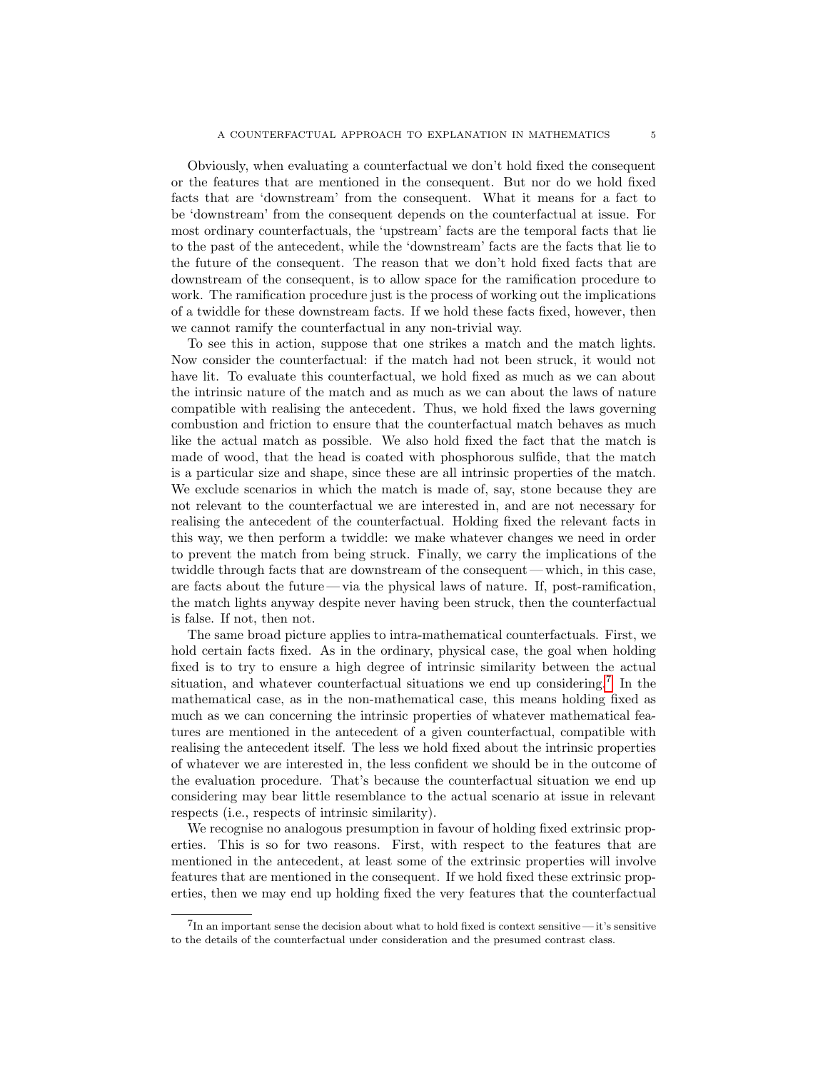Obviously, when evaluating a counterfactual we don't hold fixed the consequent or the features that are mentioned in the consequent. But nor do we hold fixed facts that are 'downstream' from the consequent. What it means for a fact to be 'downstream' from the consequent depends on the counterfactual at issue. For most ordinary counterfactuals, the 'upstream' facts are the temporal facts that lie to the past of the antecedent, while the 'downstream' facts are the facts that lie to the future of the consequent. The reason that we don't hold fixed facts that are downstream of the consequent, is to allow space for the ramification procedure to work. The ramification procedure just is the process of working out the implications of a twiddle for these downstream facts. If we hold these facts fixed, however, then we cannot ramify the counterfactual in any non-trivial way.

To see this in action, suppose that one strikes a match and the match lights. Now consider the counterfactual: if the match had not been struck, it would not have lit. To evaluate this counterfactual, we hold fixed as much as we can about the intrinsic nature of the match and as much as we can about the laws of nature compatible with realising the antecedent. Thus, we hold fixed the laws governing combustion and friction to ensure that the counterfactual match behaves as much like the actual match as possible. We also hold fixed the fact that the match is made of wood, that the head is coated with phosphorous sulfide, that the match is a particular size and shape, since these are all intrinsic properties of the match. We exclude scenarios in which the match is made of, say, stone because they are not relevant to the counterfactual we are interested in, and are not necessary for realising the antecedent of the counterfactual. Holding fixed the relevant facts in this way, we then perform a twiddle: we make whatever changes we need in order to prevent the match from being struck. Finally, we carry the implications of the twiddle through facts that are downstream of the consequent — which, in this case, are facts about the future — via the physical laws of nature. If, post-ramification, the match lights anyway despite never having been struck, then the counterfactual is false. If not, then not.

The same broad picture applies to intra-mathematical counterfactuals. First, we hold certain facts fixed. As in the ordinary, physical case, the goal when holding fixed is to try to ensure a high degree of intrinsic similarity between the actual situation, and whatever counterfactual situations we end up considering.[7] In the mathematical case, as in the non-mathematical case, this means holding fixed as much as we can concerning the intrinsic properties of whatever mathematical features are mentioned in the antecedent of a given counterfactual, compatible with realising the antecedent itself. The less we hold fixed about the intrinsic properties of whatever we are interested in, the less confident we should be in the outcome of the evaluation procedure. That's because the counterfactual situation we end up considering may bear little resemblance to the actual scenario at issue in relevant respects (i.e., respects of intrinsic similarity).

We recognise no analogous presumption in favour of holding fixed extrinsic properties. This is so for two reasons. First, with respect to the features that are mentioned in the antecedent, at least some of the extrinsic properties will involve features that are mentioned in the consequent. If we hold fixed these extrinsic properties, then we may end up holding fixed the very features that the counterfactual

[7] In an important sense the decision about what to hold fixed is context sensitive — it's sensitive to the details of the counterfactual under consideration and the presumed contrast class.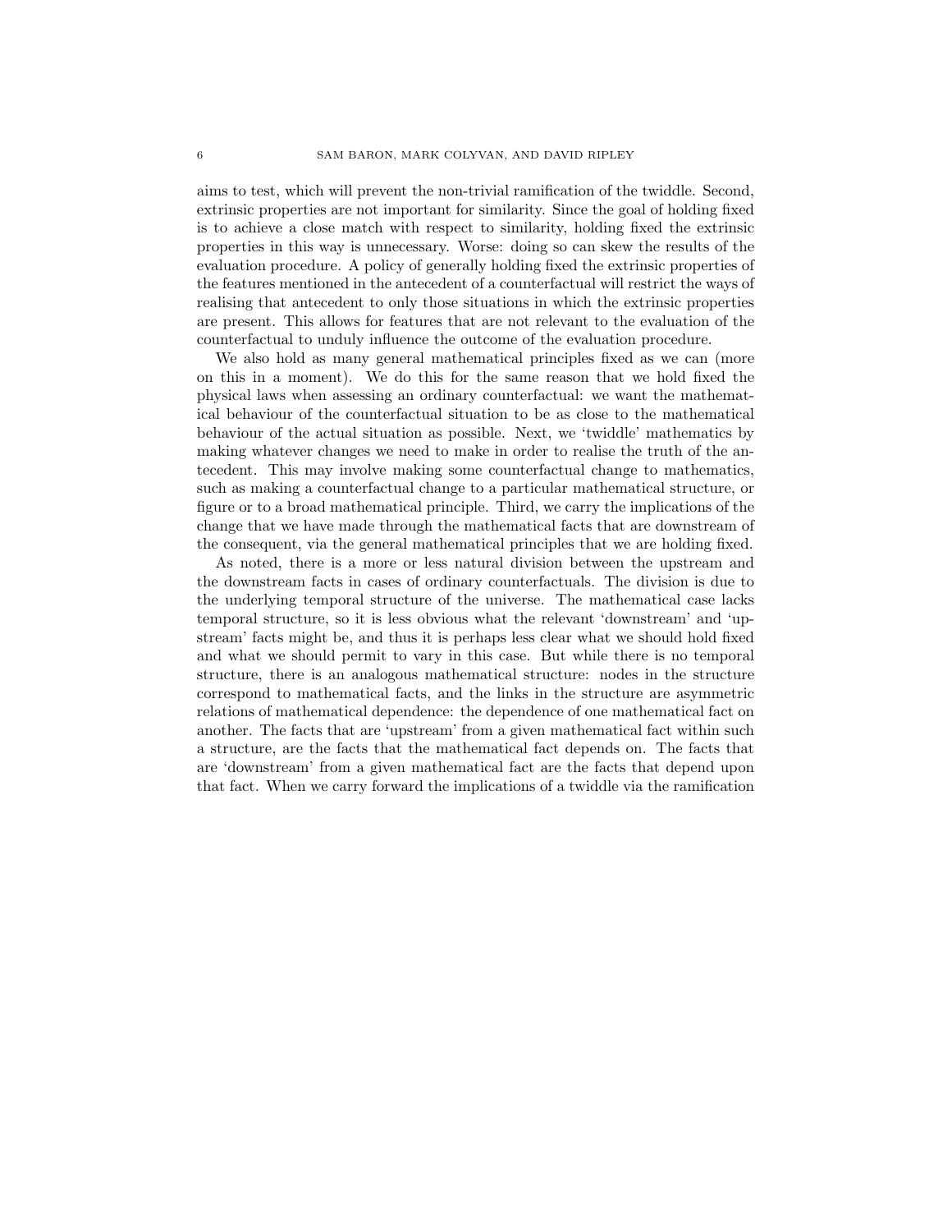aims to test, which will prevent the non-trivial ramification of the twiddle. Second, extrinsic properties are not important for similarity. Since the goal of holding fixed is to achieve a close match with respect to similarity, holding fixed the extrinsic properties in this way is unnecessary. Worse: doing so can skew the results of the evaluation procedure. A policy of generally holding fixed the extrinsic properties of the features mentioned in the antecedent of a counterfactual will restrict the ways of realising that antecedent to only those situations in which the extrinsic properties are present. This allows for features that are not relevant to the evaluation of the counterfactual to unduly influence the outcome of the evaluation procedure.

We also hold as many general mathematical principles fixed as we can (more on this in a moment). We do this for the same reason that we hold fixed the physical laws when assessing an ordinary counterfactual: we want the mathematical behaviour of the counterfactual situation to be as close to the mathematical behaviour of the actual situation as possible. Next, we 'twiddle' mathematics by making whatever changes we need to make in order to realise the truth of the antecedent. This may involve making some counterfactual change to mathematics, such as making a counterfactual change to a particular mathematical structure, or figure or to a broad mathematical principle. Third, we carry the implications of the change that we have made through the mathematical facts that are downstream of the consequent, via the general mathematical principles that we are holding fixed.

As noted, there is a more or less natural division between the upstream and the downstream facts in cases of ordinary counterfactuals. The division is due to the underlying temporal structure of the universe. The mathematical case lacks temporal structure, so it is less obvious what the relevant 'downstream' and 'upstream' facts might be, and thus it is perhaps less clear what we should hold fixed and what we should permit to vary in this case. But while there is no temporal structure, there is an analogous mathematical structure: nodes in the structure correspond to mathematical facts, and the links in the structure are asymmetric relations of mathematical dependence: the dependence of one mathematical fact on another. The facts that are 'upstream' from a given mathematical fact within such a structure, are the facts that the mathematical fact depends on. The facts that are 'downstream' from a given mathematical fact are the facts that depend upon that fact. When we carry forward the implications of a twiddle via the ramification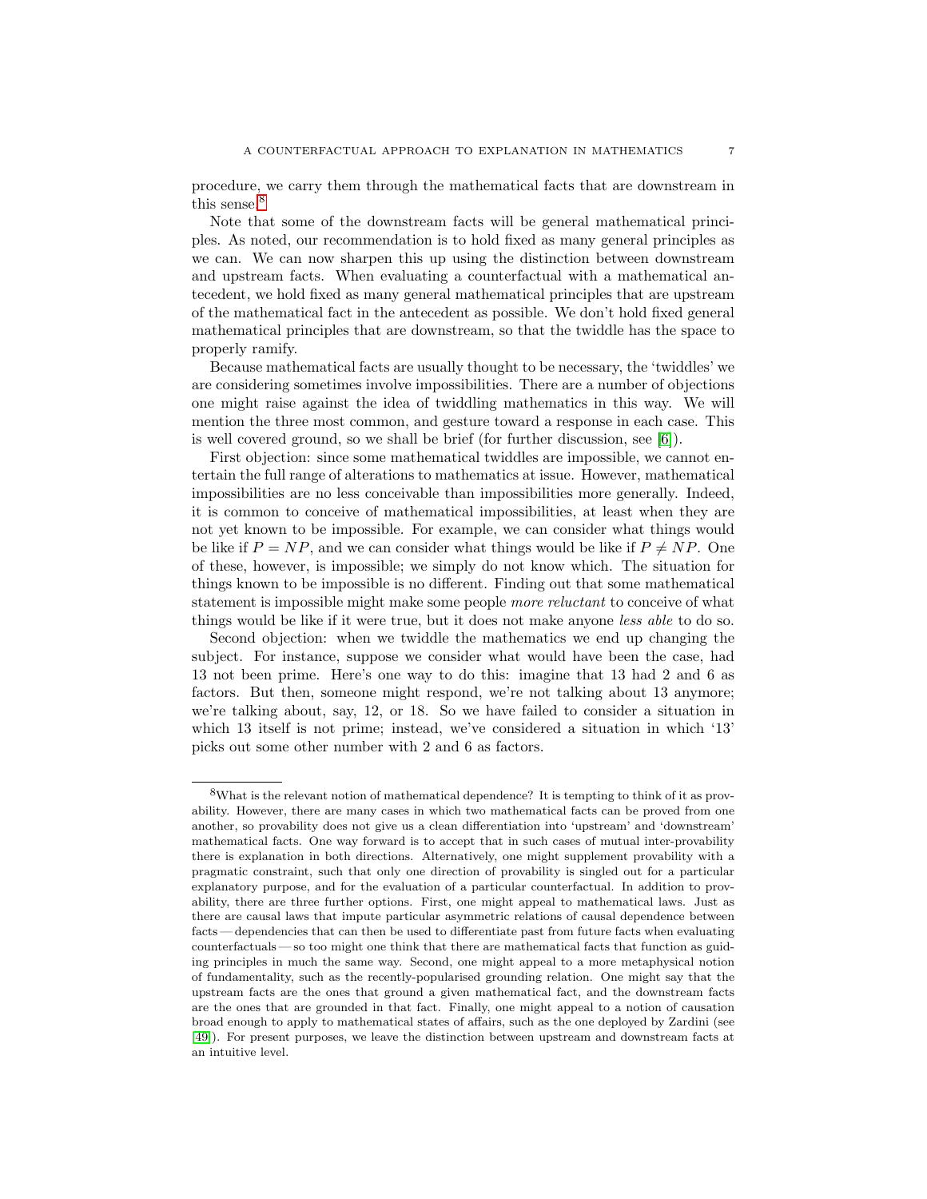procedure, we carry them through the mathematical facts that are downstream in this sense.[8]

Note that some of the downstream facts will be general mathematical principles. As noted, our recommendation is to hold fixed as many general principles as we can. We can now sharpen this up using the distinction between downstream and upstream facts. When evaluating a counterfactual with a mathematical antecedent, we hold fixed as many general mathematical principles that are upstream of the mathematical fact in the antecedent as possible. We don't hold fixed general mathematical principles that are downstream, so that the twiddle has the space to properly ramify.

Because mathematical facts are usually thought to be necessary, the 'twiddles' we are considering sometimes involve impossibilities. There are a number of objections one might raise against the idea of twiddling mathematics in this way. We will mention the three most common, and gesture toward a response in each case. This is well covered ground, so we shall be brief (for further discussion, see [6]).

First objection: since some mathematical twiddles are impossible, we cannot entertain the full range of alterations to mathematics at issue. However, mathematical impossibilities are no less conceivable than impossibilities more generally. Indeed, it is common to conceive of mathematical impossibilities, at least when they are not yet known to be impossible. For example, we can consider what things would be like if $P = NP$, and we can consider what things would be like if $P \neq NP$. One of these, however, is impossible; we simply do not know which. The situation for things known to be impossible is no different. Finding out that some mathematical statement is impossible might make some people *more reluctant* to conceive of what things would be like if it were true, but it does not make anyone *less able* to do so.

Second objection: when we twiddle the mathematics we end up changing the subject. For instance, suppose we consider what would have been the case, had 13 not been prime. Here's one way to do this: imagine that 13 had 2 and 6 as factors. But then, someone might respond, we're not talking about 13 anymore; we're talking about, say, 12, or 18. So we have failed to consider a situation in which 13 itself is not prime; instead, we've considered a situation in which '13' picks out some other number with 2 and 6 as factors.

---

[8] What is the relevant notion of mathematical dependence? It is tempting to think of it as provability. However, there are many cases in which two mathematical facts can be proved from one another, so provability does not give us a clean differentiation into 'upstream' and 'downstream' mathematical facts. One way forward is to accept that in such cases of mutual inter-provability there is explanation in both directions. Alternatively, one might supplement provability with a pragmatic constraint, such that only one direction of provability is singled out for a particular explanatory purpose, and for the evaluation of a particular counterfactual. In addition to provability, there are three further options. First, one might appeal to mathematical laws. Just as there are causal laws that impute particular asymmetric relations of causal dependence between facts — dependencies that can then be used to differentiate past from future facts when evaluating counterfactuals — so too might one think that there are mathematical facts that function as guiding principles in much the same way. Second, one might appeal to a more metaphysical notion of fundamentality, such as the recently-popularised grounding relation. One might say that the upstream facts are the ones that ground a given mathematical fact, and the downstream facts are the ones that are grounded in that fact. Finally, one might appeal to a notion of causation broad enough to apply to mathematical states of affairs, such as the one deployed by Zardini (see [49]). For present purposes, we leave the distinction between upstream and downstream facts at an intuitive level.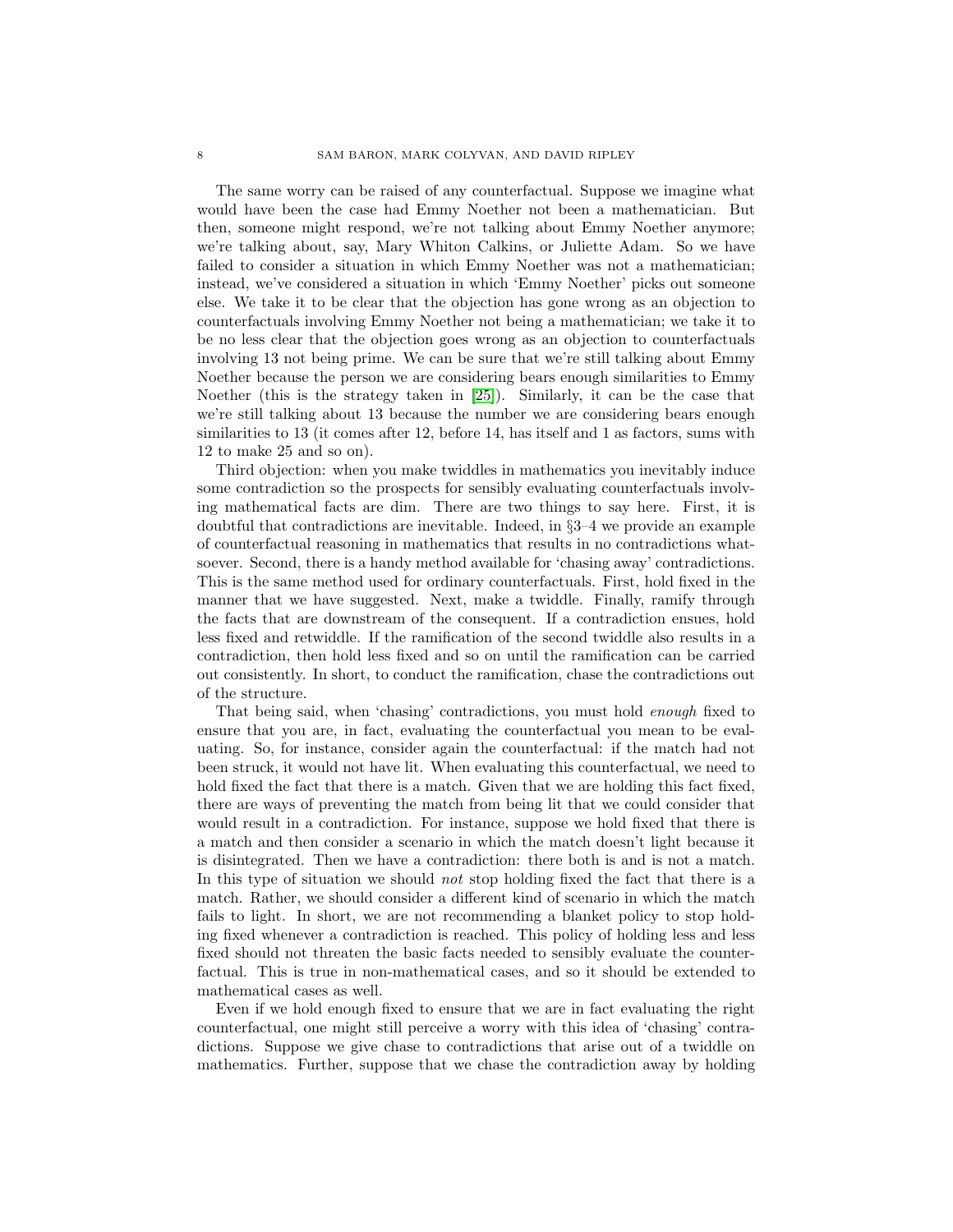The same worry can be raised of any counterfactual. Suppose we imagine what would have been the case had Emmy Noether not been a mathematician. But then, someone might respond, we're not talking about Emmy Noether anymore; we're talking about, say, Mary Whiton Calkins, or Juliette Adam. So we have failed to consider a situation in which Emmy Noether was not a mathematician; instead, we've considered a situation in which 'Emmy Noether' picks out someone else. We take it to be clear that the objection has gone wrong as an objection to counterfactuals involving Emmy Noether not being a mathematician; we take it to be no less clear that the objection goes wrong as an objection to counterfactuals involving 13 not being prime. We can be sure that we're still talking about Emmy Noether because the person we are considering bears enough similarities to Emmy Noether (this is the strategy taken in [25]). Similarly, it can be the case that we're still talking about 13 because the number we are considering bears enough similarities to 13 (it comes after 12, before 14, has itself and 1 as factors, sums with 12 to make 25 and so on).

Third objection: when you make twiddles in mathematics you inevitably induce some contradiction so the prospects for sensibly evaluating counterfactuals involving mathematical facts are dim. There are two things to say here. First, it is doubtful that contradictions are inevitable. Indeed, in §3–4 we provide an example of counterfactual reasoning in mathematics that results in no contradictions whatsoever. Second, there is a handy method available for 'chasing away' contradictions. This is the same method used for ordinary counterfactuals. First, hold fixed in the manner that we have suggested. Next, make a twiddle. Finally, ramify through the facts that are downstream of the consequent. If a contradiction ensues, hold less fixed and retwiddle. If the ramification of the second twiddle also results in a contradiction, then hold less fixed and so on until the ramification can be carried out consistently. In short, to conduct the ramification, chase the contradictions out of the structure.

That being said, when 'chasing' contradictions, you must hold *enough* fixed to ensure that you are, in fact, evaluating the counterfactual you mean to be evaluating. So, for instance, consider again the counterfactual: if the match had not been struck, it would not have lit. When evaluating this counterfactual, we need to hold fixed the fact that there is a match. Given that we are holding this fact fixed, there are ways of preventing the match from being lit that we could consider that would result in a contradiction. For instance, suppose we hold fixed that there is a match and then consider a scenario in which the match doesn't light because it is disintegrated. Then we have a contradiction: there both is and is not a match. In this type of situation we should *not* stop holding fixed the fact that there is a match. Rather, we should consider a different kind of scenario in which the match fails to light. In short, we are not recommending a blanket policy to stop holding fixed whenever a contradiction is reached. This policy of holding less and less fixed should not threaten the basic facts needed to sensibly evaluate the counterfactual. This is true in non-mathematical cases, and so it should be extended to mathematical cases as well.

Even if we hold enough fixed to ensure that we are in fact evaluating the right counterfactual, one might still perceive a worry with this idea of 'chasing' contradictions. Suppose we give chase to contradictions that arise out of a twiddle on mathematics. Further, suppose that we chase the contradiction away by holding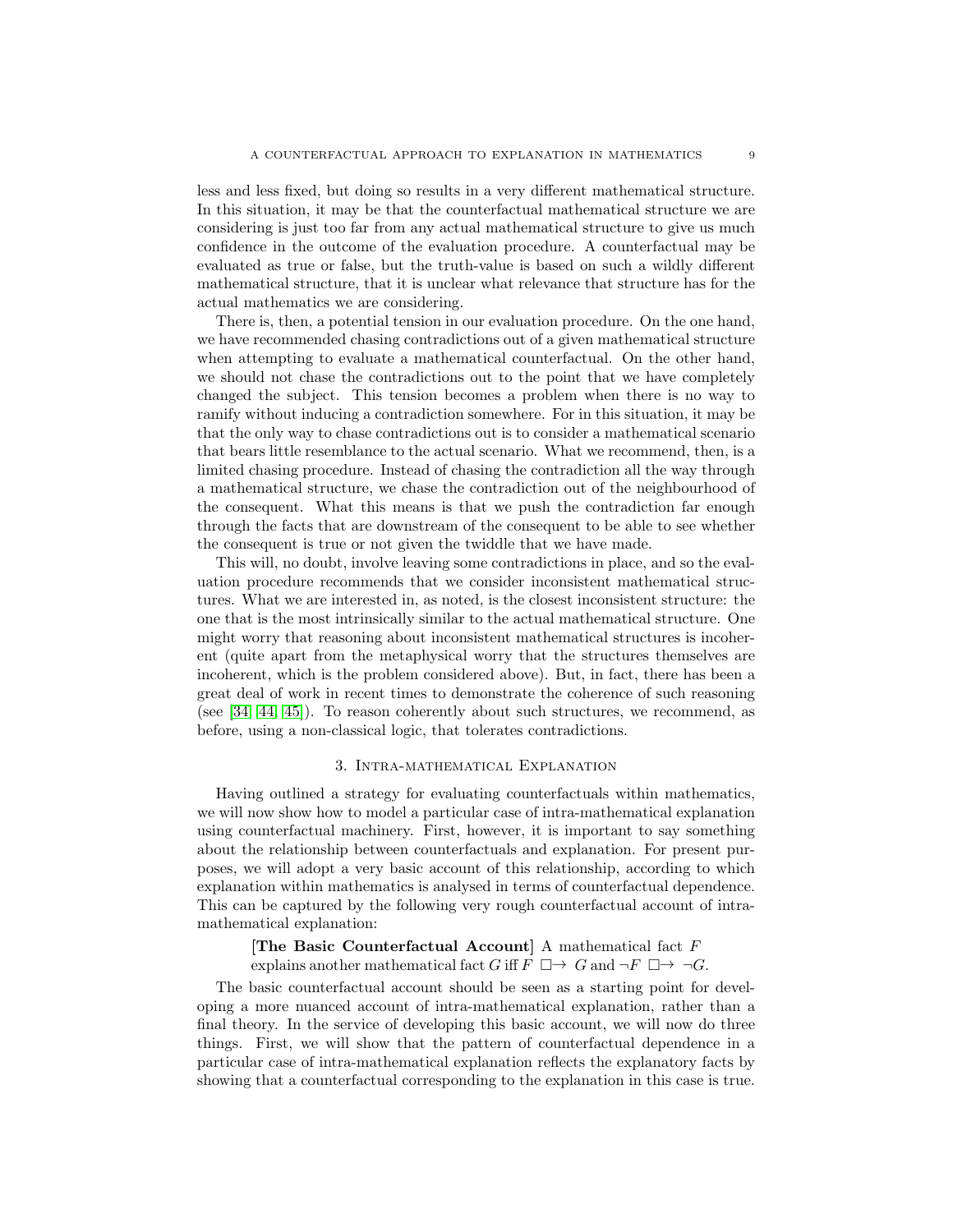less and less fixed, but doing so results in a very different mathematical structure. In this situation, it may be that the counterfactual mathematical structure we are considering is just too far from any actual mathematical structure to give us much confidence in the outcome of the evaluation procedure. A counterfactual may be evaluated as true or false, but the truth-value is based on such a wildly different mathematical structure, that it is unclear what relevance that structure has for the actual mathematics we are considering.

There is, then, a potential tension in our evaluation procedure. On the one hand, we have recommended chasing contradictions out of a given mathematical structure when attempting to evaluate a mathematical counterfactual. On the other hand, we should not chase the contradictions out to the point that we have completely changed the subject. This tension becomes a problem when there is no way to ramify without inducing a contradiction somewhere. For in this situation, it may be that the only way to chase contradictions out is to consider a mathematical scenario that bears little resemblance to the actual scenario. What we recommend, then, is a limited chasing procedure. Instead of chasing the contradiction all the way through a mathematical structure, we chase the contradiction out of the neighbourhood of the consequent. What this means is that we push the contradiction far enough through the facts that are downstream of the consequent to be able to see whether the consequent is true or not given the twiddle that we have made.

This will, no doubt, involve leaving some contradictions in place, and so the evaluation procedure recommends that we consider inconsistent mathematical structures. What we are interested in, as noted, is the closest inconsistent structure: the one that is the most intrinsically similar to the actual mathematical structure. One might worry that reasoning about inconsistent mathematical structures is incoherent (quite apart from the metaphysical worry that the structures themselves are incoherent, which is the problem considered above). But, in fact, there has been a great deal of work in recent times to demonstrate the coherence of such reasoning (see [34, 44, 45]). To reason coherently about such structures, we recommend, as before, using a non-classical logic, that tolerates contradictions.

## 3. Intra-mathematical Explanation

Having outlined a strategy for evaluating counterfactuals within mathematics, we will now show how to model a particular case of intra-mathematical explanation using counterfactual machinery. First, however, it is important to say something about the relationship between counterfactuals and explanation. For present purposes, we will adopt a very basic account of this relationship, according to which explanation within mathematics is analysed in terms of counterfactual dependence. This can be captured by the following very rough counterfactual account of intra-mathematical explanation:

> **[The Basic Counterfactual Account]** A mathematical fact $F$ explains another mathematical fact $G$ iff $F \mathrel{\Box\!\!\rightarrow} G$ and $\neg F \mathrel{\Box\!\!\rightarrow} \neg G$.

The basic counterfactual account should be seen as a starting point for developing a more nuanced account of intra-mathematical explanation, rather than a final theory. In the service of developing this basic account, we will now do three things. First, we will show that the pattern of counterfactual dependence in a particular case of intra-mathematical explanation reflects the explanatory facts by showing that a counterfactual corresponding to the explanation in this case is true.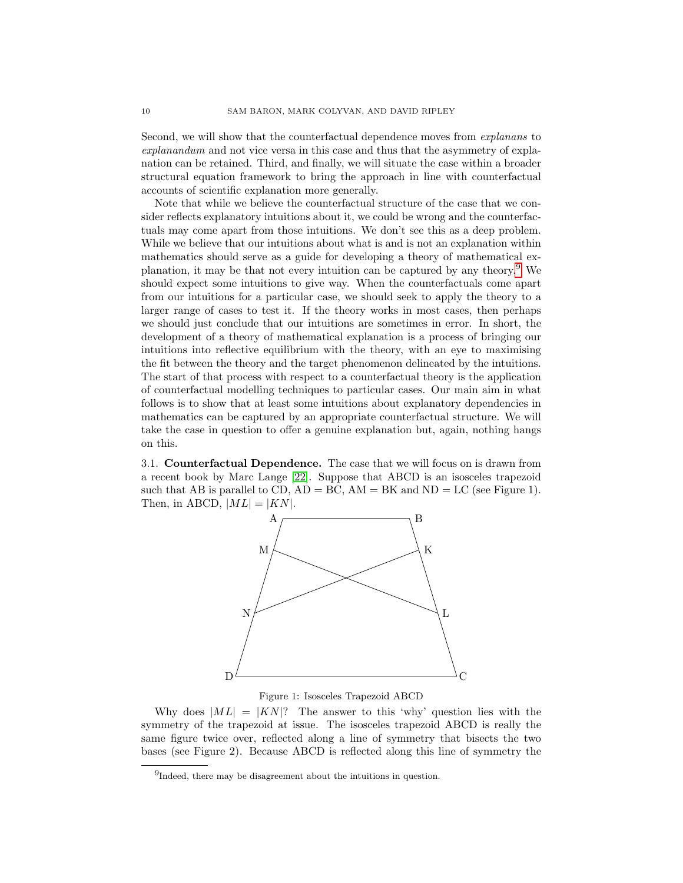Second, we will show that the counterfactual dependence moves from *explanans* to *explanandum* and not vice versa in this case and thus that the asymmetry of explanation can be retained. Third, and finally, we will situate the case within a broader structural equation framework to bring the approach in line with counterfactual accounts of scientific explanation more generally.

Note that while we believe the counterfactual structure of the case that we consider reflects explanatory intuitions about it, we could be wrong and the counterfactuals may come apart from those intuitions. We don't see this as a deep problem. While we believe that our intuitions about what is and is not an explanation within mathematics should serve as a guide for developing a theory of mathematical explanation, it may be that not every intuition can be captured by any theory.[9] We should expect some intuitions to give way. When the counterfactuals come apart from our intuitions for a particular case, we should seek to apply the theory to a larger range of cases to test it. If the theory works in most cases, then perhaps we should just conclude that our intuitions are sometimes in error. In short, the development of a theory of mathematical explanation is a process of bringing our intuitions into reflective equilibrium with the theory, with an eye to maximising the fit between the theory and the target phenomenon delineated by the intuitions. The start of that process with respect to a counterfactual theory is the application of counterfactual modelling techniques to particular cases. Our main aim in what follows is to show that at least some intuitions about explanatory dependencies in mathematics can be captured by an appropriate counterfactual structure. We will take the case in question to offer a genuine explanation but, again, nothing hangs on this.

3.1. **Counterfactual Dependence.** The case that we will focus on is drawn from a recent book by Marc Lange [22]. Suppose that ABCD is an isosceles trapezoid such that AB is parallel to CD, AD = BC, AM = BK and ND = LC (see Figure 1). Then, in ABCD, $|ML| = |KN|$.

Figure 1: Isosceles Trapezoid ABCD

Why does $|ML| = |KN|$? The answer to this 'why' question lies with the symmetry of the trapezoid at issue. The isosceles trapezoid ABCD is really the same figure twice over, reflected along a line of symmetry that bisects the two bases (see Figure 2). Because ABCD is reflected along this line of symmetry the

[9] Indeed, there may be disagreement about the intuitions in question.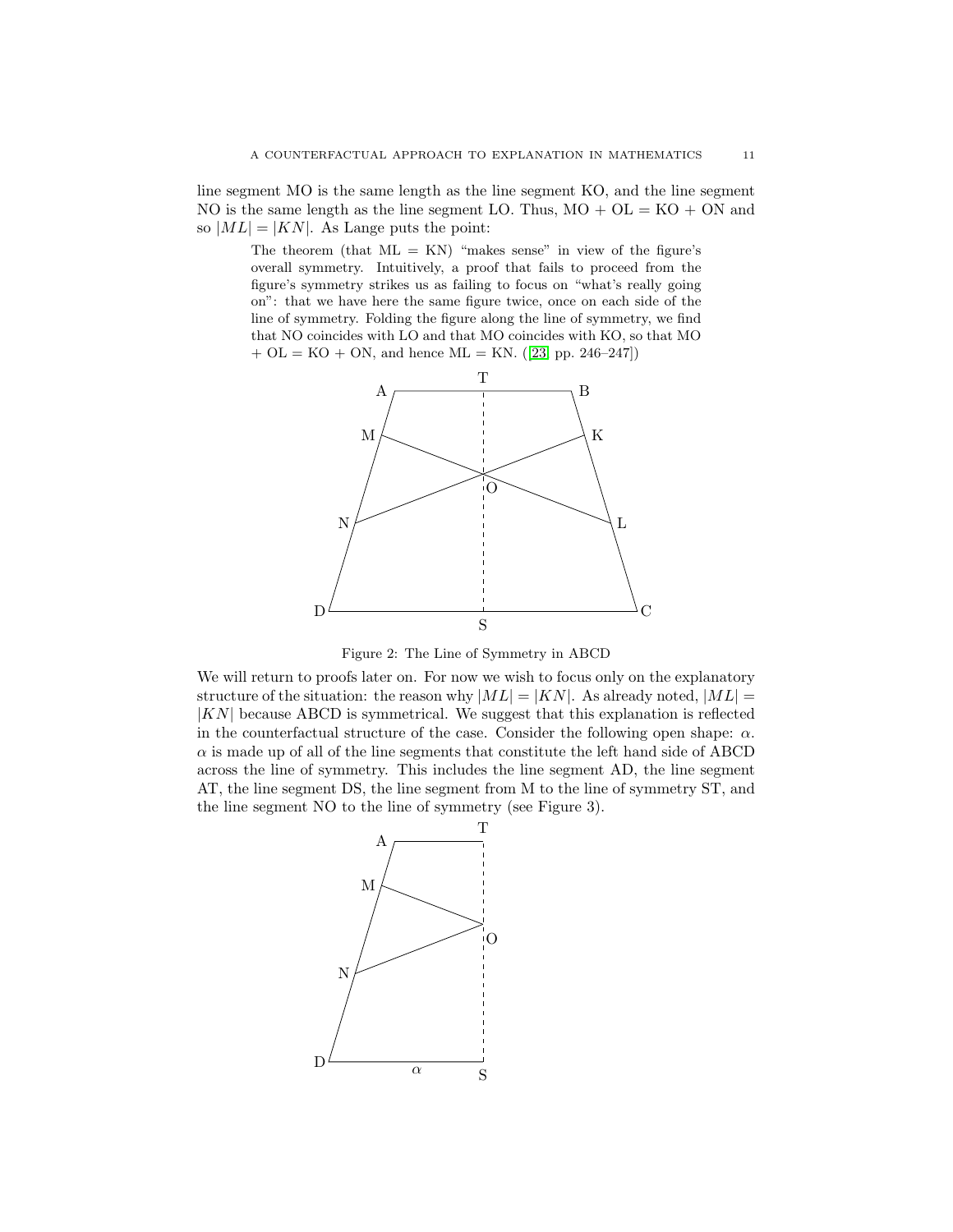line segment MO is the same length as the line segment KO, and the line segment NO is the same length as the line segment LO. Thus, MO + OL = KO + ON and so $|ML| = |KN|$. As Lange puts the point:

> The theorem (that ML = KN) "makes sense" in view of the figure's overall symmetry. Intuitively, a proof that fails to proceed from the figure's symmetry strikes us as failing to focus on "what's really going on": that we have here the same figure twice, once on each side of the line of symmetry. Folding the figure along the line of symmetry, we find that NO coincides with LO and that MO coincides with KO, so that MO + OL = KO + ON, and hence ML = KN. ([23, pp. 246–247])

Figure 2: The Line of Symmetry in ABCD

We will return to proofs later on. For now we wish to focus only on the explanatory structure of the situation: the reason why $|ML| = |KN|$. As already noted, $|ML| = |KN|$ because ABCD is symmetrical. We suggest that this explanation is reflected in the counterfactual structure of the case. Consider the following open shape: $\alpha$. $\alpha$ is made up of all of the line segments that constitute the left hand side of ABCD across the line of symmetry. This includes the line segment AD, the line segment AT, the line segment DS, the line segment from M to the line of symmetry ST, and the line segment NO to the line of symmetry (see Figure 3).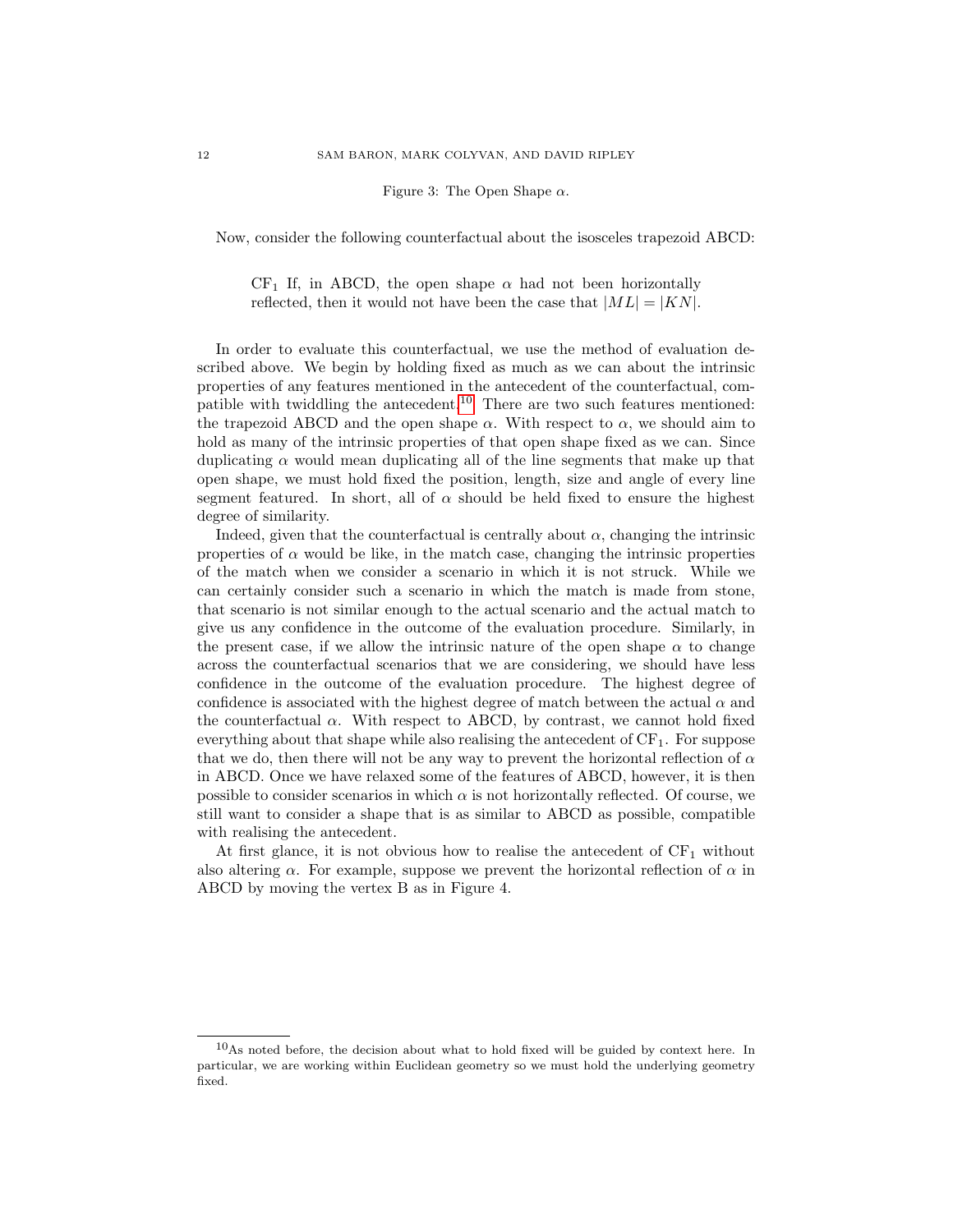Figure 3: The Open Shape $\alpha$.

Now, consider the following counterfactual about the isosceles trapezoid ABCD:

> $CF_1$ If, in ABCD, the open shape $\alpha$ had not been horizontally reflected, then it would not have been the case that $|ML| = |KN|$.

In order to evaluate this counterfactual, we use the method of evaluation described above. We begin by holding fixed as much as we can about the intrinsic properties of any features mentioned in the antecedent of the counterfactual, compatible with twiddling the antecedent.[10] There are two such features mentioned: the trapezoid ABCD and the open shape $\alpha$. With respect to $\alpha$, we should aim to hold as many of the intrinsic properties of that open shape fixed as we can. Since duplicating $\alpha$ would mean duplicating all of the line segments that make up that open shape, we must hold fixed the position, length, size and angle of every line segment featured. In short, all of $\alpha$ should be held fixed to ensure the highest degree of similarity.

Indeed, given that the counterfactual is centrally about $\alpha$, changing the intrinsic properties of $\alpha$ would be like, in the match case, changing the intrinsic properties of the match when we consider a scenario in which it is not struck. While we can certainly consider such a scenario in which the match is made from stone, that scenario is not similar enough to the actual scenario and the actual match to give us any confidence in the outcome of the evaluation procedure. Similarly, in the present case, if we allow the intrinsic nature of the open shape $\alpha$ to change across the counterfactual scenarios that we are considering, we should have less confidence in the outcome of the evaluation procedure. The highest degree of confidence is associated with the highest degree of match between the actual $\alpha$ and the counterfactual $\alpha$. With respect to ABCD, by contrast, we cannot hold fixed everything about that shape while also realising the antecedent of $CF_1$. For suppose that we do, then there will not be any way to prevent the horizontal reflection of $\alpha$ in ABCD. Once we have relaxed some of the features of ABCD, however, it is then possible to consider scenarios in which $\alpha$ is not horizontally reflected. Of course, we still want to consider a shape that is as similar to ABCD as possible, compatible with realising the antecedent.

At first glance, it is not obvious how to realise the antecedent of $CF_1$ without also altering $\alpha$. For example, suppose we prevent the horizontal reflection of $\alpha$ in ABCD by moving the vertex B as in Figure 4.

[10] As noted before, the decision about what to hold fixed will be guided by context here. In particular, we are working within Euclidean geometry so we must hold the underlying geometry fixed.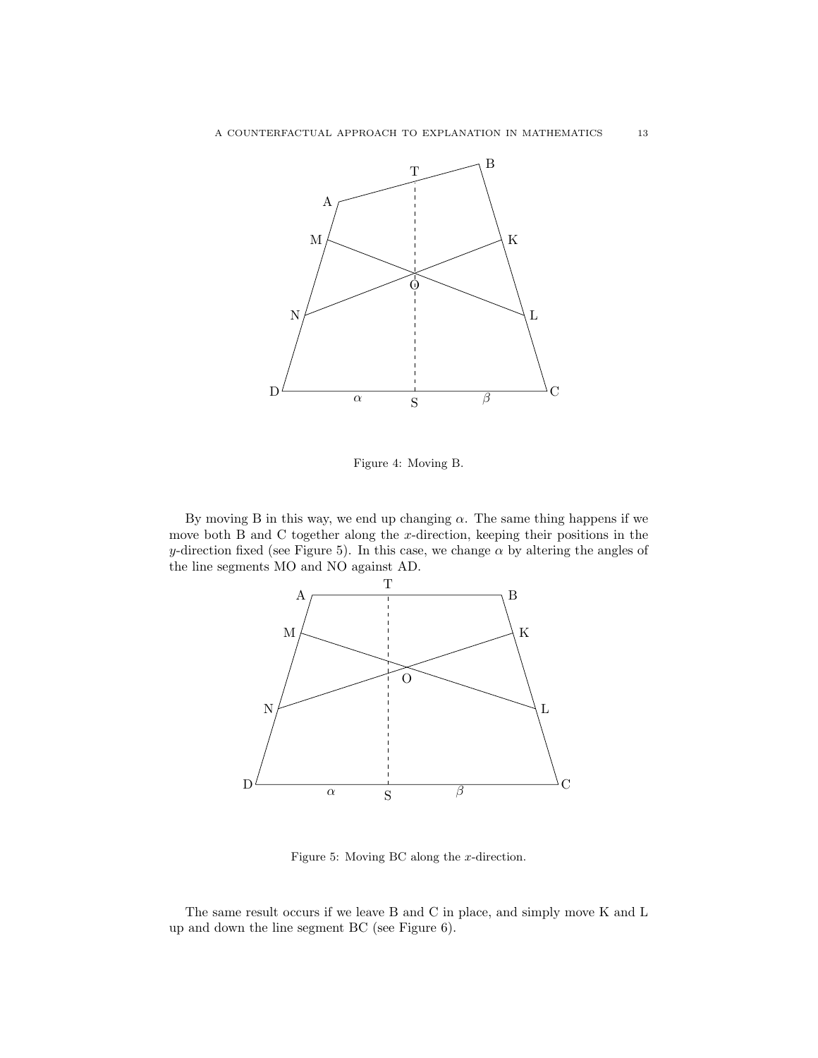Figure 4: Moving B.

By moving B in this way, we end up changing $\alpha$. The same thing happens if we move both B and C together along the $x$-direction, keeping their positions in the $y$-direction fixed (see Figure 5). In this case, we change $\alpha$ by altering the angles of the line segments MO and NO against AD.

Figure 5: Moving BC along the $x$-direction.

The same result occurs if we leave B and C in place, and simply move K and L up and down the line segment BC (see Figure 6).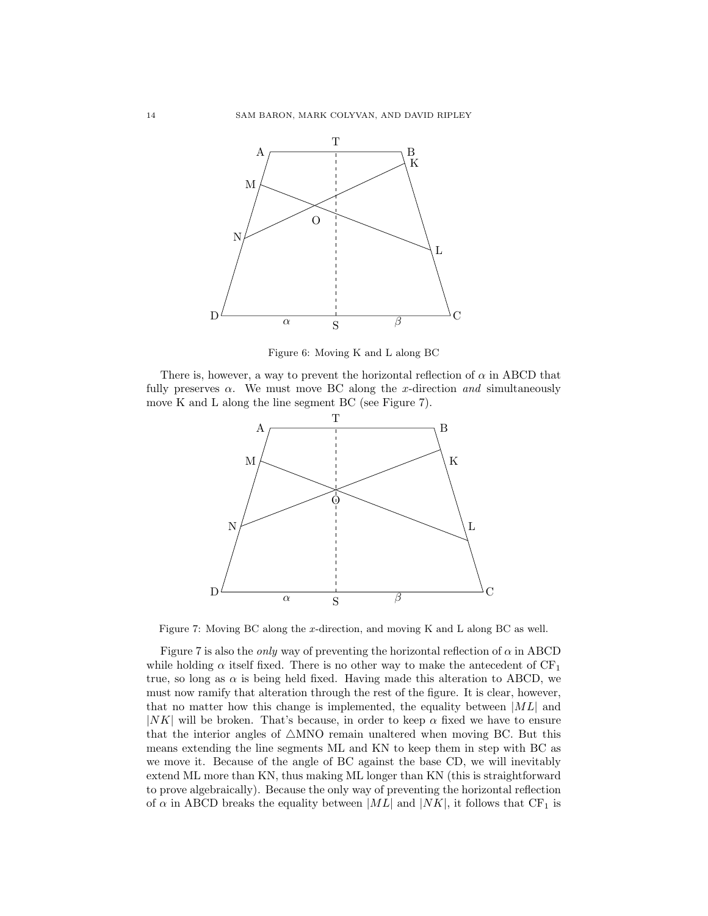Figure 6: Moving K and L along BC

There is, however, a way to prevent the horizontal reflection of $\alpha$ in ABCD that fully preserves $\alpha$. We must move BC along the $x$-direction *and* simultaneously move K and L along the line segment BC (see Figure 7).

Figure 7: Moving BC along the $x$-direction, and moving K and L along BC as well.

Figure 7 is also the *only* way of preventing the horizontal reflection of $\alpha$ in ABCD while holding $\alpha$ itself fixed. There is no other way to make the antecedent of $\text{CF}_1$ true, so long as $\alpha$ is being held fixed. Having made this alteration to ABCD, we must now ramify that alteration through the rest of the figure. It is clear, however, that no matter how this change is implemented, the equality between $|ML|$ and $|NK|$ will be broken. That's because, in order to keep $\alpha$ fixed we have to ensure that the interior angles of $\triangle$MNO remain unaltered when moving BC. But this means extending the line segments ML and KN to keep them in step with BC as we move it. Because of the angle of BC against the base CD, we will inevitably extend ML more than KN, thus making ML longer than KN (this is straightforward to prove algebraically). Because the only way of preventing the horizontal reflection of $\alpha$ in ABCD breaks the equality between $|ML|$ and $|NK|$, it follows that $\text{CF}_1$ is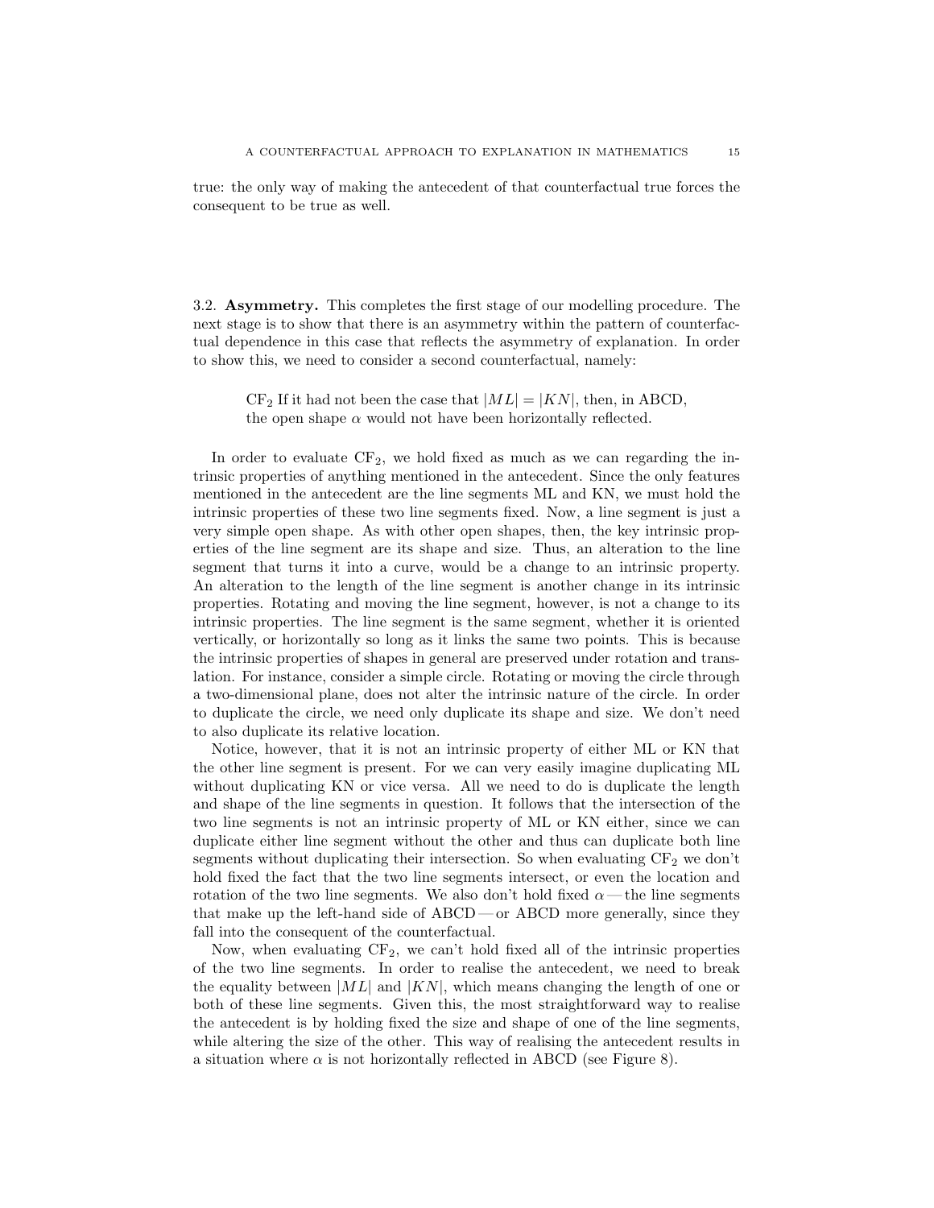true: the only way of making the antecedent of that counterfactual true forces the consequent to be true as well.

3.2. **Asymmetry.** This completes the first stage of our modelling procedure. The next stage is to show that there is an asymmetry within the pattern of counterfactual dependence in this case that reflects the asymmetry of explanation. In order to show this, we need to consider a second counterfactual, namely:

> $\text{CF}_2$ If it had not been the case that $|ML| = |KN|$, then, in ABCD, the open shape $\alpha$ would not have been horizontally reflected.

In order to evaluate $\text{CF}_2$, we hold fixed as much as we can regarding the intrinsic properties of anything mentioned in the antecedent. Since the only features mentioned in the antecedent are the line segments ML and KN, we must hold the intrinsic properties of these two line segments fixed. Now, a line segment is just a very simple open shape. As with other open shapes, then, the key intrinsic properties of the line segment are its shape and size. Thus, an alteration to the line segment that turns it into a curve, would be a change to an intrinsic property. An alteration to the length of the line segment is another change in its intrinsic properties. Rotating and moving the line segment, however, is not a change to its intrinsic properties. The line segment is the same segment, whether it is oriented vertically, or horizontally so long as it links the same two points. This is because the intrinsic properties of shapes in general are preserved under rotation and translation. For instance, consider a simple circle. Rotating or moving the circle through a two-dimensional plane, does not alter the intrinsic nature of the circle. In order to duplicate the circle, we need only duplicate its shape and size. We don't need to also duplicate its relative location.

Notice, however, that it is not an intrinsic property of either ML or KN that the other line segment is present. For we can very easily imagine duplicating ML without duplicating KN or vice versa. All we need to do is duplicate the length and shape of the line segments in question. It follows that the intersection of the two line segments is not an intrinsic property of ML or KN either, since we can duplicate either line segment without the other and thus can duplicate both line segments without duplicating their intersection. So when evaluating $\text{CF}_2$ we don't hold fixed the fact that the two line segments intersect, or even the location and rotation of the two line segments. We also don't hold fixed $\alpha$ — the line segments that make up the left-hand side of ABCD — or ABCD more generally, since they fall into the consequent of the counterfactual.

Now, when evaluating $\text{CF}_2$, we can't hold fixed all of the intrinsic properties of the two line segments. In order to realise the antecedent, we need to break the equality between $|ML|$ and $|KN|$, which means changing the length of one or both of these line segments. Given this, the most straightforward way to realise the antecedent is by holding fixed the size and shape of one of the line segments, while altering the size of the other. This way of realising the antecedent results in a situation where $\alpha$ is not horizontally reflected in ABCD (see Figure 8).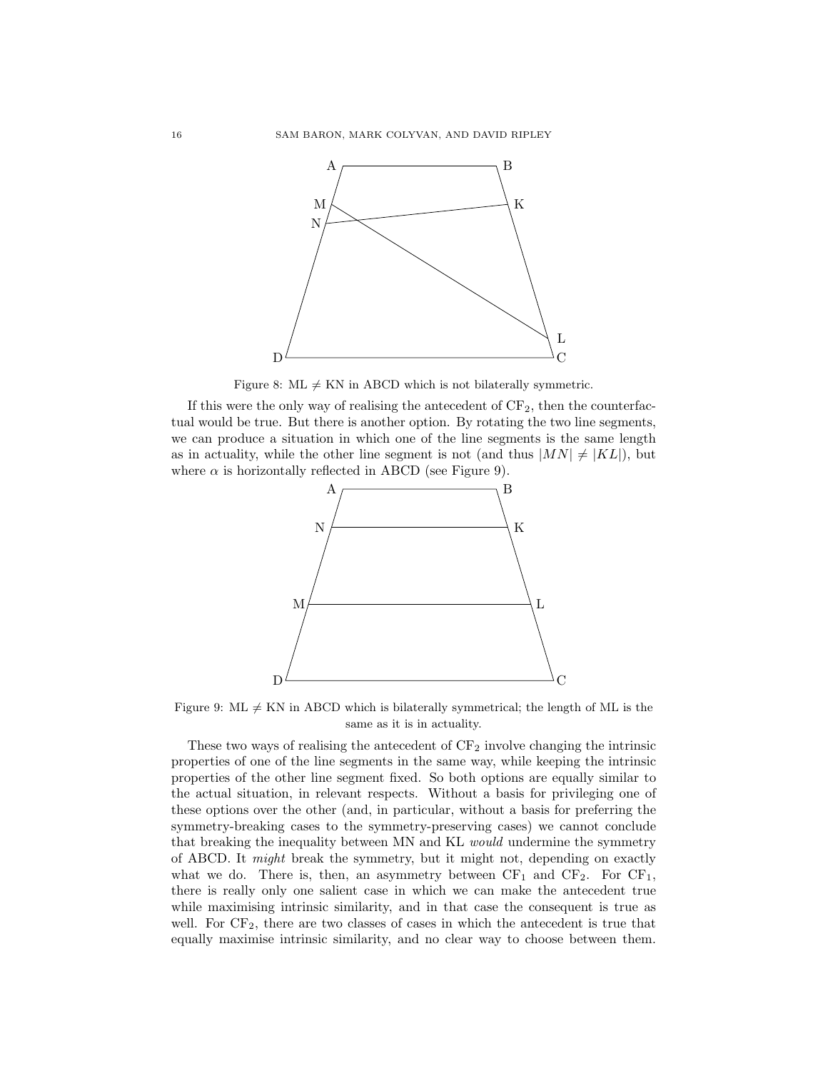Figure 8: ML ≠ KN in ABCD which is not bilaterally symmetric.

If this were the only way of realising the antecedent of $CF_2$, then the counterfactual would be true. But there is another option. By rotating the two line segments, we can produce a situation in which one of the line segments is the same length as in actuality, while the other line segment is not (and thus $|MN| \neq |KL|$), but where $\alpha$ is horizontally reflected in ABCD (see Figure 9).

Figure 9: ML ≠ KN in ABCD which is bilaterally symmetrical; the length of ML is the same as it is in actuality.

These two ways of realising the antecedent of $CF_2$ involve changing the intrinsic properties of one of the line segments in the same way, while keeping the intrinsic properties of the other line segment fixed. So both options are equally similar to the actual situation, in relevant respects. Without a basis for privileging one of these options over the other (and, in particular, without a basis for preferring the symmetry-breaking cases to the symmetry-preserving cases) we cannot conclude that breaking the inequality between MN and KL *would* undermine the symmetry of ABCD. It *might* break the symmetry, but it might not, depending on exactly what we do. There is, then, an asymmetry between $CF_1$ and $CF_2$. For $CF_1$, there is really only one salient case in which we can make the antecedent true while maximising intrinsic similarity, and in that case the consequent is true as well. For $CF_2$, there are two classes of cases in which the antecedent is true that equally maximise intrinsic similarity, and no clear way to choose between them.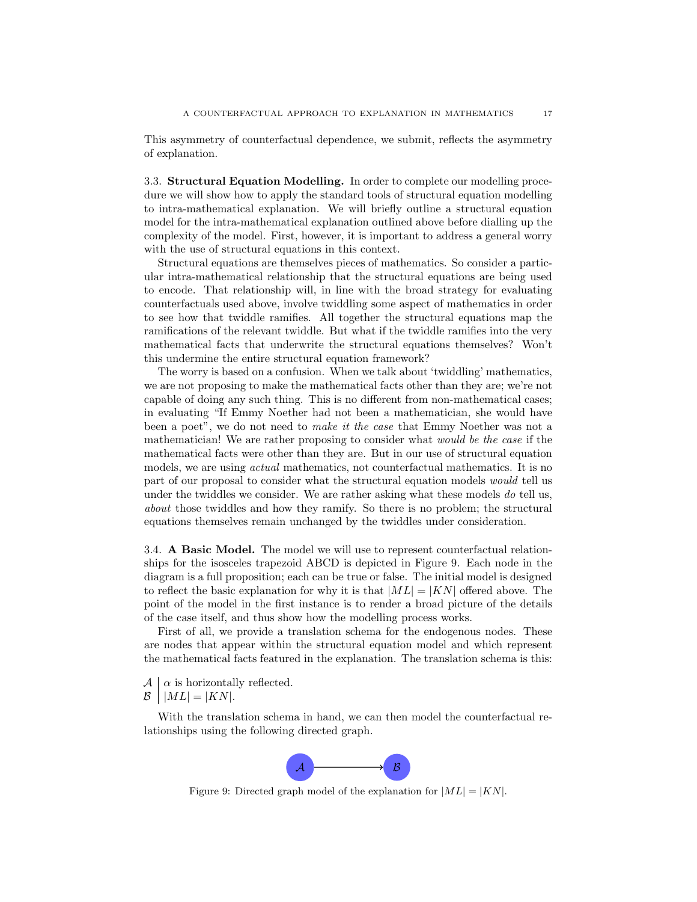This asymmetry of counterfactual dependence, we submit, reflects the asymmetry of explanation.

### 3.3. Structural Equation Modelling.

In order to complete our modelling procedure we will show how to apply the standard tools of structural equation modelling to intra-mathematical explanation. We will briefly outline a structural equation model for the intra-mathematical explanation outlined above before dialling up the complexity of the model. First, however, it is important to address a general worry with the use of structural equations in this context.

Structural equations are themselves pieces of mathematics. So consider a particular intra-mathematical relationship that the structural equations are being used to encode. That relationship will, in line with the broad strategy for evaluating counterfactuals used above, involve twiddling some aspect of mathematics in order to see how that twiddle ramifies. All together the structural equations map the ramifications of the relevant twiddle. But what if the twiddle ramifies into the very mathematical facts that underwrite the structural equations themselves? Won't this undermine the entire structural equation framework?

The worry is based on a confusion. When we talk about 'twiddling' mathematics, we are not proposing to make the mathematical facts other than they are; we're not capable of doing any such thing. This is no different from non-mathematical cases; in evaluating "If Emmy Noether had not been a mathematician, she would have been a poet", we do not need to *make it the case* that Emmy Noether was not a mathematician! We are rather proposing to consider what *would be the case* if the mathematical facts were other than they are. But in our use of structural equation models, we are using *actual* mathematics, not counterfactual mathematics. It is no part of our proposal to consider what the structural equation models *would* tell us under the twiddles we consider. We are rather asking what these models *do* tell us, *about* those twiddles and how they ramify. So there is no problem; the structural equations themselves remain unchanged by the twiddles under consideration.

### 3.4. A Basic Model.

The model we will use to represent counterfactual relationships for the isosceles trapezoid ABCD is depicted in Figure 9. Each node in the diagram is a full proposition; each can be true or false. The initial model is designed to reflect the basic explanation for why it is that $|ML| = |KN|$ offered above. The point of the model in the first instance is to render a broad picture of the details of the case itself, and thus show how the modelling process works.

First of all, we provide a translation schema for the endogenous nodes. These are nodes that appear within the structural equation model and which represent the mathematical facts featured in the explanation. The translation schema is this:

| | |
|---|---|
| $\mathcal{A}$ | $\alpha$ is horizontally reflected. |
| $\mathcal{B}$ | $\lvert ML\rvert = \lvert KN\rvert$. |

With the translation schema in hand, we can then model the counterfactual relationships using the following directed graph.

$$\mathcal{A} \longrightarrow \mathcal{B}$$

Figure 9: Directed graph model of the explanation for $|ML| = |KN|$.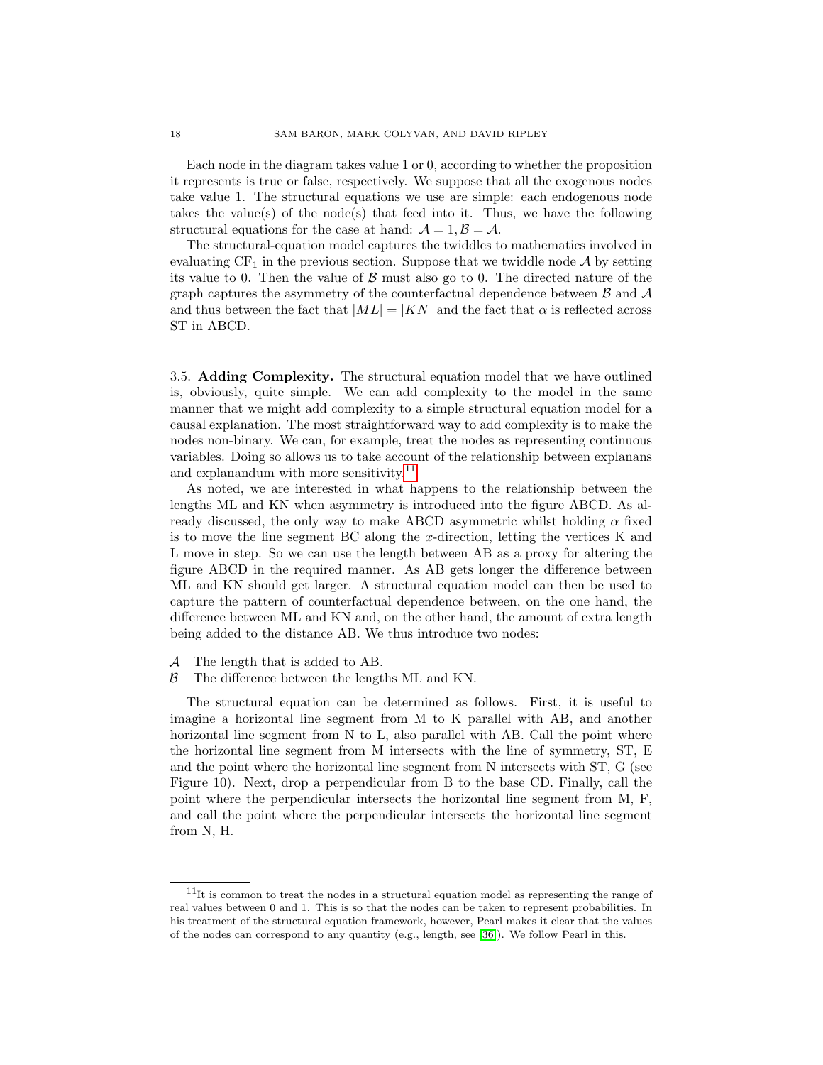Each node in the diagram takes value 1 or 0, according to whether the proposition it represents is true or false, respectively. We suppose that all the exogenous nodes take value 1. The structural equations we use are simple: each endogenous node takes the value(s) of the node(s) that feed into it. Thus, we have the following structural equations for the case at hand: $\mathcal{A} = 1, \mathcal{B} = \mathcal{A}$.

The structural-equation model captures the twiddles to mathematics involved in evaluating $\text{CF}_1$ in the previous section. Suppose that we twiddle node $\mathcal{A}$ by setting its value to 0. Then the value of $\mathcal{B}$ must also go to 0. The directed nature of the graph captures the asymmetry of the counterfactual dependence between $\mathcal{B}$ and $\mathcal{A}$ and thus between the fact that $|ML| = |KN|$ and the fact that $\alpha$ is reflected across ST in ABCD.

### 3.5. Adding Complexity.

The structural equation model that we have outlined is, obviously, quite simple. We can add complexity to the model in the same manner that we might add complexity to a simple structural equation model for a causal explanation. The most straightforward way to add complexity is to make the nodes non-binary. We can, for example, treat the nodes as representing continuous variables. Doing so allows us to take account of the relationship between explanans and explanandum with more sensitivity.[11]

As noted, we are interested in what happens to the relationship between the lengths ML and KN when asymmetry is introduced into the figure ABCD. As already discussed, the only way to make ABCD asymmetric whilst holding $\alpha$ fixed is to move the line segment BC along the $x$-direction, letting the vertices K and L move in step. So we can use the length between AB as a proxy for altering the figure ABCD in the required manner. As AB gets longer the difference between ML and KN should get larger. A structural equation model can then be used to capture the pattern of counterfactual dependence between, on the one hand, the difference between ML and KN and, on the other hand, the amount of extra length being added to the distance AB. We thus introduce two nodes:

| | |
|---|---|
| $\mathcal{A}$ | The length that is added to AB. |
| $\mathcal{B}$ | The difference between the lengths ML and KN. |

The structural equation can be determined as follows. First, it is useful to imagine a horizontal line segment from M to K parallel with AB, and another horizontal line segment from N to L, also parallel with AB. Call the point where the horizontal line segment from M intersects with the line of symmetry, ST, E and the point where the horizontal line segment from N intersects with ST, G (see Figure 10). Next, drop a perpendicular from B to the base CD. Finally, call the point where the perpendicular intersects the horizontal line segment from M, F, and call the point where the perpendicular intersects the horizontal line segment from N, H.

[11] It is common to treat the nodes in a structural equation model as representing the range of real values between 0 and 1. This is so that the nodes can be taken to represent probabilities. In his treatment of the structural equation framework, however, Pearl makes it clear that the values of the nodes can correspond to any quantity (e.g., length, see [36]). We follow Pearl in this.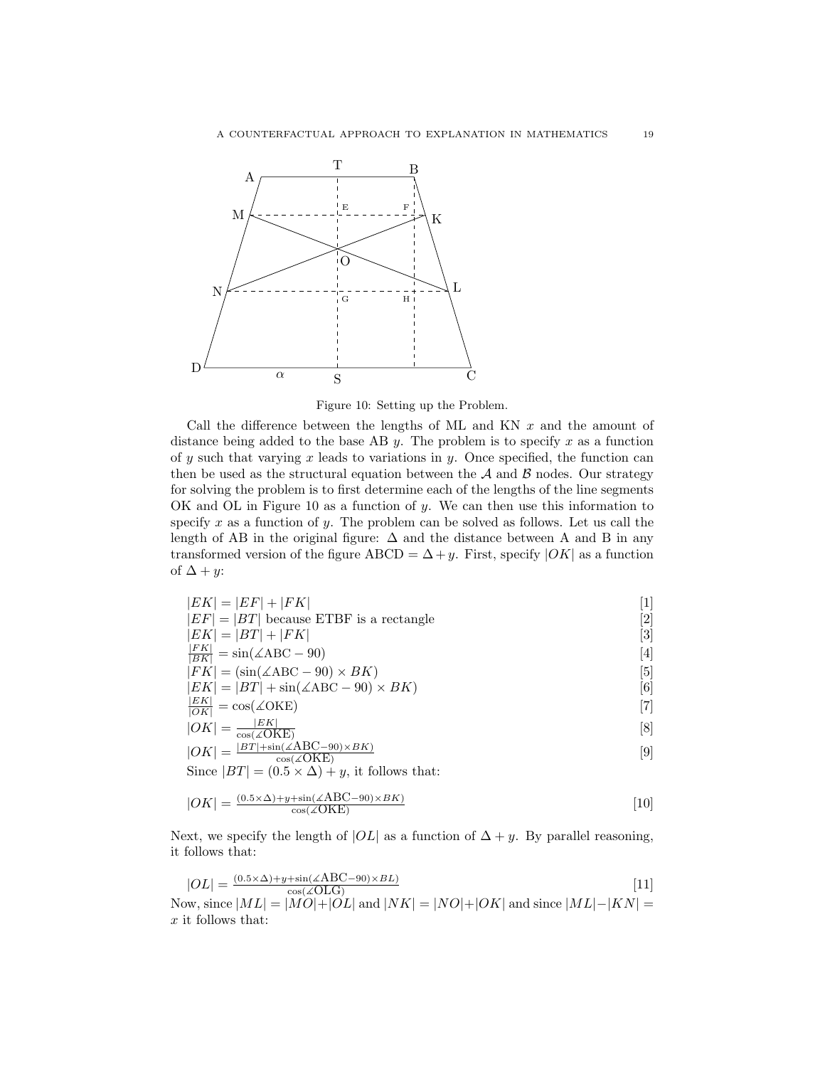Figure 10: Setting up the Problem.

Call the difference between the lengths of ML and KN $x$ and the amount of distance being added to the base AB $y$. The problem is to specify $x$ as a function of $y$ such that varying $x$ leads to variations in $y$. Once specified, the function can then be used as the structural equation between the $\mathcal{A}$ and $\mathcal{B}$ nodes. Our strategy for solving the problem is to first determine each of the lengths of the line segments OK and OL in Figure 10 as a function of $y$. We can then use this information to specify $x$ as a function of $y$. The problem can be solved as follows. Let us call the length of AB in the original figure: $\Delta$ and the distance between A and B in any transformed version of the figure ABCD $= \Delta + y$. First, specify $|OK|$ as a function of $\Delta + y$:

$|EK| = |EF| + |FK|$ [1]
$|EF| = |BT|$ because ETBF is a rectangle [2]
$|EK| = |BT| + |FK|$ [3]
$\frac{|FK|}{|BK|} = \sin(\measuredangle \text{ABC} - 90)$ [4]
$|FK| = (\sin(\measuredangle \text{ABC} - 90) \times BK)$ [5]
$|EK| = |BT| + \sin(\measuredangle \text{ABC} - 90) \times BK)$ [6]
$\frac{|EK|}{|OK|} = \cos(\measuredangle \text{OKE})$ [7]
$|OK| = \frac{|EK|}{\cos(\measuredangle \text{OKE})}$ [8]
$|OK| = \frac{|BT| + \sin(\measuredangle \text{ABC} - 90) \times BK)}{\cos(\measuredangle \text{OKE})}$ [9]
Since $|BT| = (0.5 \times \Delta) + y$, it follows that:

$|OK| = \frac{(0.5 \times \Delta) + y + \sin(\measuredangle \text{ABC} - 90) \times BK)}{\cos(\measuredangle \text{OKE})}$ [10]

Next, we specify the length of $|OL|$ as a function of $\Delta + y$. By parallel reasoning, it follows that:

$|OL| = \frac{(0.5 \times \Delta) + y + \sin(\measuredangle \text{ABC} - 90) \times BL)}{\cos(\measuredangle \text{OLG})}$ [11]
Now, since $|ML| = |MO| + |OL|$ and $|NK| = |NO| + |OK|$ and since $|ML| - |KN| = x$ it follows that: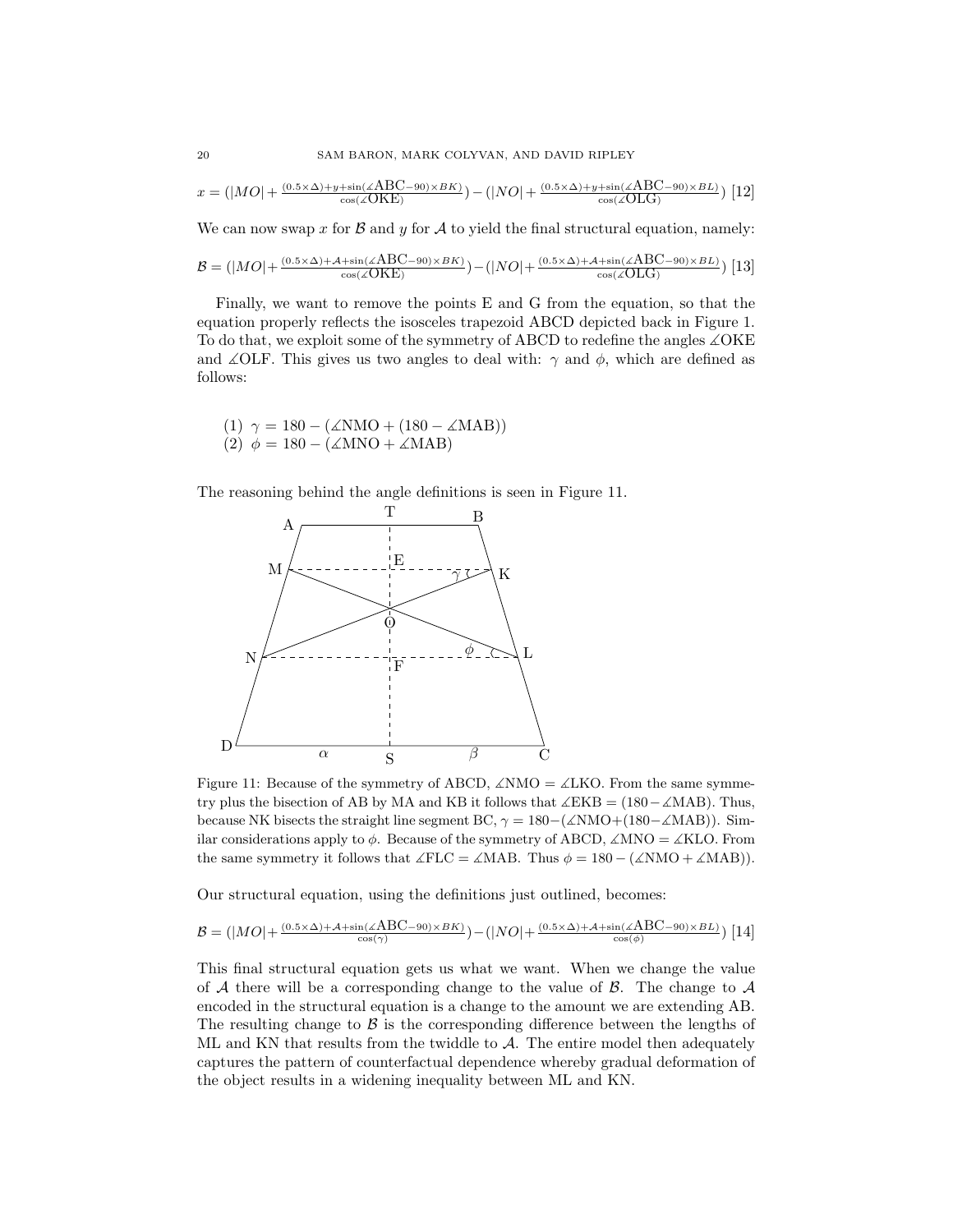$$x = (|MO| + \frac{(0.5 \times \Delta) + y + \sin(\measuredangle \text{ABC} - 90) \times BK)}{\cos(\measuredangle \text{OKE})}) - (|NO| + \frac{(0.5 \times \Delta) + y + \sin(\measuredangle \text{ABC} - 90) \times BL)}{\cos(\measuredangle \text{OLG})}) \; [12]$$

We can now swap $x$ for $\mathcal{B}$ and $y$ for $\mathcal{A}$ to yield the final structural equation, namely:

$$\mathcal{B} = (|MO| + \frac{(0.5 \times \Delta) + \mathcal{A} + \sin(\measuredangle \text{ABC} - 90) \times BK)}{\cos(\measuredangle \text{OKE})}) - (|NO| + \frac{(0.5 \times \Delta) + \mathcal{A} + \sin(\measuredangle \text{ABC} - 90) \times BL)}{\cos(\measuredangle \text{OLG})}) \; [13]$$

Finally, we want to remove the points E and G from the equation, so that the equation properly reflects the isosceles trapezoid ABCD depicted back in Figure 1. To do that, we exploit some of the symmetry of ABCD to redefine the angles $\measuredangle$OKE and $\measuredangle$OLF. This gives us two angles to deal with: $\gamma$ and $\phi$, which are defined as follows:

(1) $\gamma = 180 - (\measuredangle \text{NMO} + (180 - \measuredangle \text{MAB}))$
(2) $\phi = 180 - (\measuredangle \text{MNO} + \measuredangle \text{MAB})$

The reasoning behind the angle definitions is seen in Figure 11.

Figure 11: Because of the symmetry of ABCD, $\measuredangle$NMO = $\measuredangle$LKO. From the same symmetry plus the bisection of AB by MA and KB it follows that $\measuredangle$EKB = $(180 - \measuredangle \text{MAB})$. Thus, because NK bisects the straight line segment BC, $\gamma = 180 - (\measuredangle \text{NMO} + (180 - \measuredangle \text{MAB}))$. Similar considerations apply to $\phi$. Because of the symmetry of ABCD, $\measuredangle$MNO = $\measuredangle$KLO. From the same symmetry it follows that $\measuredangle$FLC = $\measuredangle$MAB. Thus $\phi = 180 - (\measuredangle \text{NMO} + \measuredangle \text{MAB}))$.

Our structural equation, using the definitions just outlined, becomes:

$$\mathcal{B} = (|MO| + \frac{(0.5 \times \Delta) + \mathcal{A} + \sin(\measuredangle \text{ABC} - 90) \times BK)}{\cos(\gamma)}) - (|NO| + \frac{(0.5 \times \Delta) + \mathcal{A} + \sin(\measuredangle \text{ABC} - 90) \times BL)}{\cos(\phi)}) \; [14]$$

This final structural equation gets us what we want. When we change the value of $\mathcal{A}$ there will be a corresponding change to the value of $\mathcal{B}$. The change to $\mathcal{A}$ encoded in the structural equation is a change to the amount we are extending AB. The resulting change to $\mathcal{B}$ is the corresponding difference between the lengths of ML and KN that results from the twiddle to $\mathcal{A}$. The entire model then adequately captures the pattern of counterfactual dependence whereby gradual deformation of the object results in a widening inequality between ML and KN.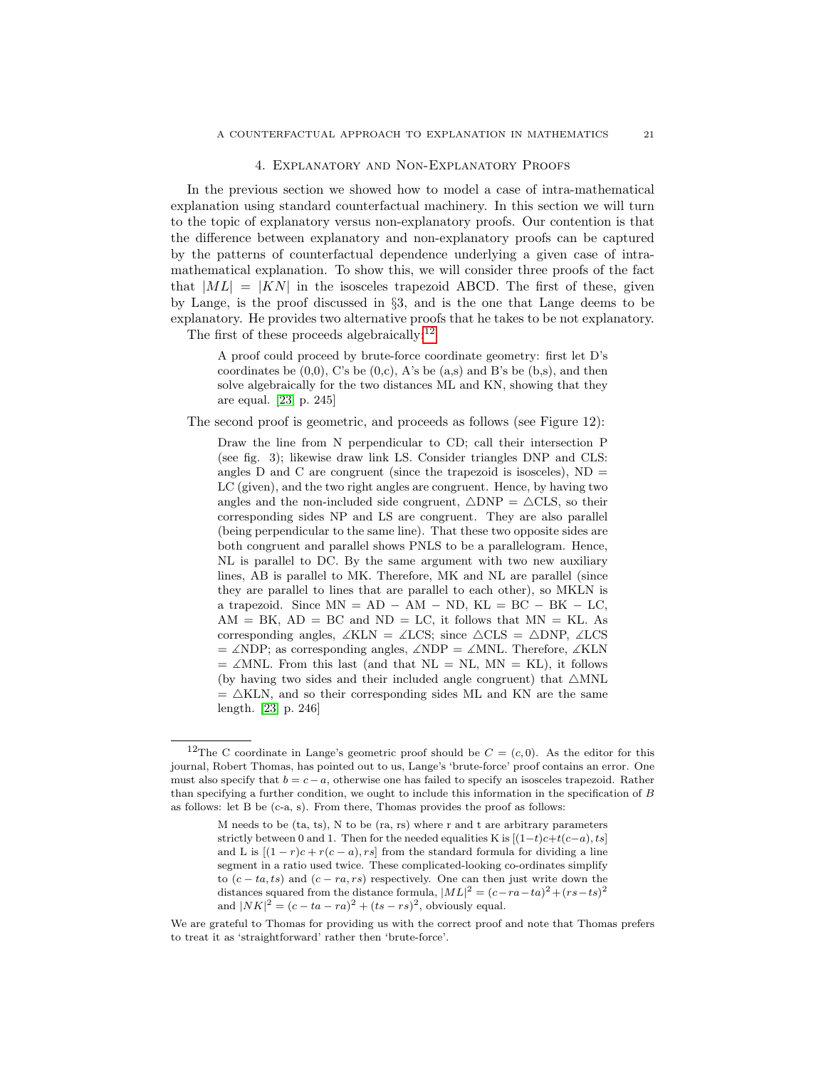## 4. Explanatory and Non-Explanatory Proofs

In the previous section we showed how to model a case of intra-mathematical explanation using standard counterfactual machinery. In this section we will turn to the topic of explanatory versus non-explanatory proofs. Our contention is that the difference between explanatory and non-explanatory proofs can be captured by the patterns of counterfactual dependence underlying a given case of intra-mathematical explanation. To show this, we will consider three proofs of the fact that $|ML| = |KN|$ in the isosceles trapezoid ABCD. The first of these, given by Lange, is the proof discussed in §3, and is the one that Lange deems to be explanatory. He provides two alternative proofs that he takes to be not explanatory.

The first of these proceeds algebraically:[12]

> A proof could proceed by brute-force coordinate geometry: first let D's coordinates be (0,0), C's be (0,c), A's be (a,s) and B's be (b,s), and then solve algebraically for the two distances ML and KN, showing that they are equal. [23] p. 245]

The second proof is geometric, and proceeds as follows (see Figure 12):

> Draw the line from N perpendicular to CD; call their intersection P (see fig. 3); likewise draw link LS. Consider triangles DNP and CLS: angles D and C are congruent (since the trapezoid is isosceles), ND = LC (given), and the two right angles are congruent. Hence, by having two angles and the non-included side congruent, △DNP = △CLS, so their corresponding sides NP and LS are congruent. They are also parallel (being perpendicular to the same line). That these two opposite sides are both congruent and parallel shows PNLS to be a parallelogram. Hence, NL is parallel to DC. By the same argument with two new auxiliary lines, AB is parallel to MK. Therefore, MK and NL are parallel (since they are parallel to lines that are parallel to each other), so MKLN is a trapezoid. Since MN = AD − AM − ND, KL = BC − BK − LC, AM = BK, AD = BC and ND = LC, it follows that MN = KL. As corresponding angles, ∡KLN = ∡LCS; since △CLS = △DNP, ∡LCS = ∡NDP; as corresponding angles, ∡NDP = ∡MNL. Therefore, ∡KLN = ∡MNL. From this last (and that NL = NL, MN = KL), it follows (by having two sides and their included angle congruent) that △MNL = △KLN, and so their corresponding sides ML and KN are the same length. [23] p. 246]

---

[12] The C coordinate in Lange's geometric proof should be $C = (c, 0)$. As the editor for this journal, Robert Thomas, has pointed out to us, Lange's 'brute-force' proof contains an error. One must also specify that $b = c - a$, otherwise one has failed to specify an isosceles trapezoid. Rather than specifying a further condition, we ought to include this information in the specification of $B$ as follows: let B be (c-a, s). From there, Thomas provides the proof as follows:

> M needs to be (ta, ts), N to be (ra, rs) where r and t are arbitrary parameters strictly between 0 and 1. Then for the needed equalities K is $[(1-t)c+t(c-a), ts]$ and L is $[(1-r)c + r(c-a), rs]$ from the standard formula for dividing a line segment in a ratio used twice. These complicated-looking co-ordinates simplify to $(c - ta, ts)$ and $(c - ra, rs)$ respectively. One can then just write down the distances squared from the distance formula, $|ML|^2 = (c-ra-ta)^2+(rs-ts)^2$ and $|NK|^2 = (c - ta - ra)^2 + (ts - rs)^2$, obviously equal.

We are grateful to Thomas for providing us with the correct proof and note that Thomas prefers to treat it as 'straightforward' rather then 'brute-force'.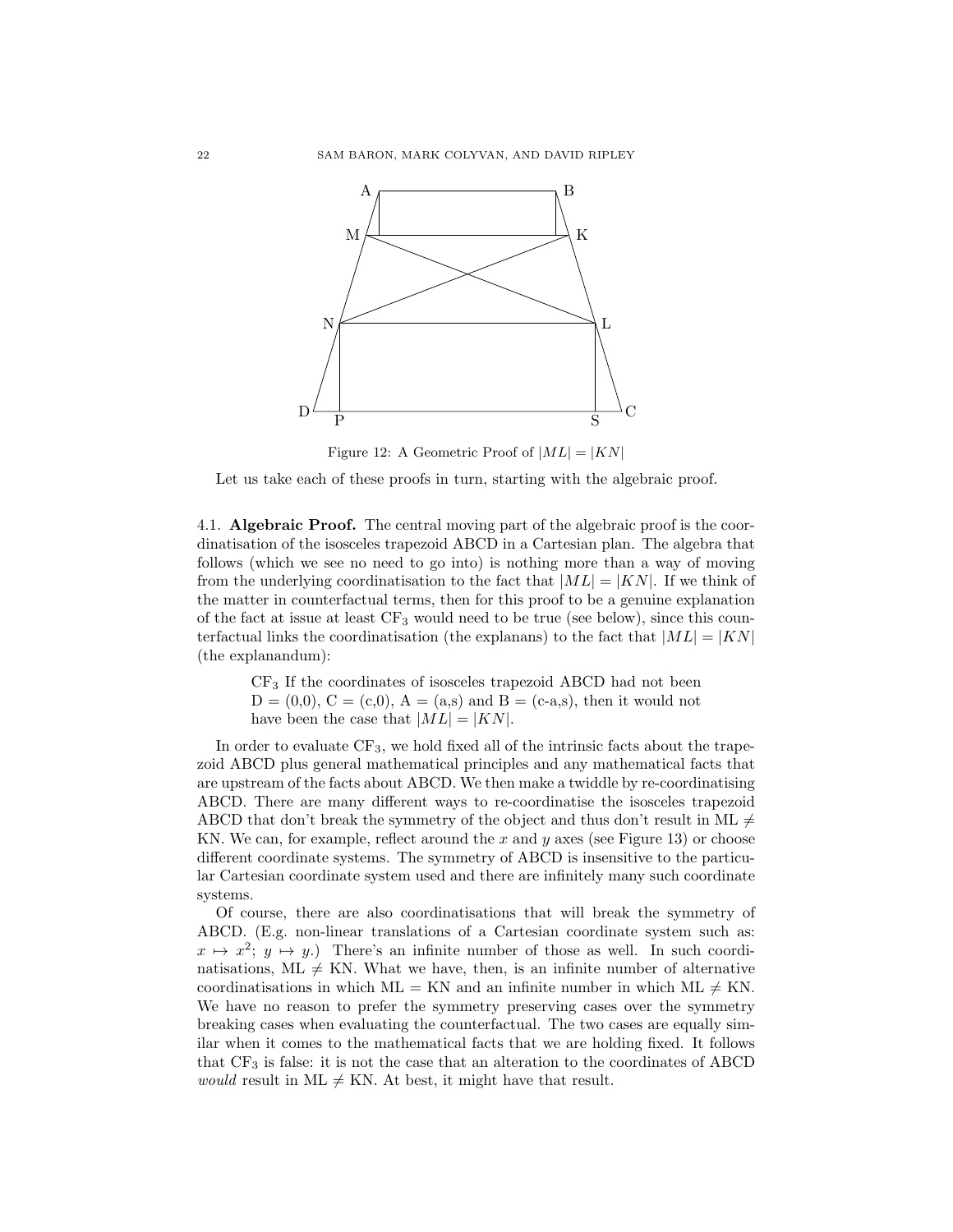Figure 12: A Geometric Proof of $|ML| = |KN|$

Let us take each of these proofs in turn, starting with the algebraic proof.

### 4.1. Algebraic Proof.

**Algebraic Proof.** The central moving part of the algebraic proof is the coordinatisation of the isosceles trapezoid ABCD in a Cartesian plan. The algebra that follows (which we see no need to go into) is nothing more than a way of moving from the underlying coordinatisation to the fact that $|ML| = |KN|$. If we think of the matter in counterfactual terms, then for this proof to be a genuine explanation of the fact at issue at least $CF_3$ would need to be true (see below), since this counterfactual links the coordinatisation (the explanans) to the fact that $|ML| = |KN|$ (the explanandum):

> $CF_3$ If the coordinates of isosceles trapezoid ABCD had not been D = (0,0), C = (c,0), A = (a,s) and B = (c-a,s), then it would not have been the case that $|ML| = |KN|$.

In order to evaluate $CF_3$, we hold fixed all of the intrinsic facts about the trapezoid ABCD plus general mathematical principles and any mathematical facts that are upstream of the facts about ABCD. We then make a twiddle by re-coordinatising ABCD. There are many different ways to re-coordinatise the isosceles trapezoid ABCD that don't break the symmetry of the object and thus don't result in ML $\neq$ KN. We can, for example, reflect around the $x$ and $y$ axes (see Figure 13) or choose different coordinate systems. The symmetry of ABCD is insensitive to the particular Cartesian coordinate system used and there are infinitely many such coordinate systems.

Of course, there are also coordinatisations that will break the symmetry of ABCD. (E.g. non-linear translations of a Cartesian coordinate system such as: $x \mapsto x^2$; $y \mapsto y$.) There's an infinite number of those as well. In such coordinatisations, ML $\neq$ KN. What we have, then, is an infinite number of alternative coordinatisations in which ML = KN and an infinite number in which ML $\neq$ KN. We have no reason to prefer the symmetry preserving cases over the symmetry breaking cases when evaluating the counterfactual. The two cases are equally similar when it comes to the mathematical facts that we are holding fixed. It follows that $CF_3$ is false: it is not the case that an alteration to the coordinates of ABCD *would* result in ML $\neq$ KN. At best, it might have that result.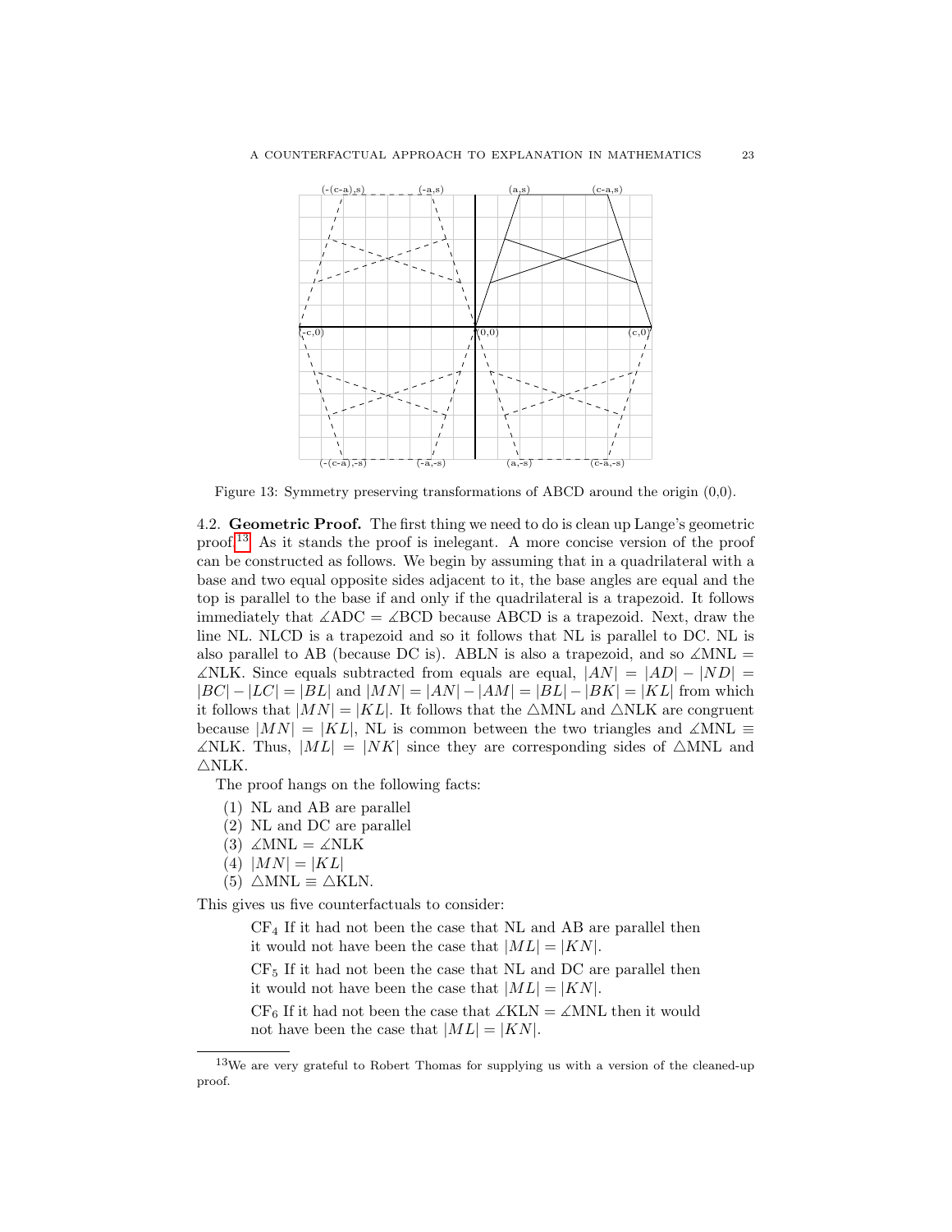Figure 13: Symmetry preserving transformations of ABCD around the origin (0,0).

4.2. **Geometric Proof.** The first thing we need to do is clean up Lange's geometric proof.[13] As it stands the proof is inelegant. A more concise version of the proof can be constructed as follows. We begin by assuming that in a quadrilateral with a base and two equal opposite sides adjacent to it, the base angles are equal and the top is parallel to the base if and only if the quadrilateral is a trapezoid. It follows immediately that $\measuredangle$ADC = $\measuredangle$BCD because ABCD is a trapezoid. Next, draw the line NL. NLCD is a trapezoid and so it follows that NL is parallel to DC. NL is also parallel to AB (because DC is). ABLN is also a trapezoid, and so $\measuredangle$MNL = $\measuredangle$NLK. Since equals subtracted from equals are equal, $|AN| = |AD| - |ND| = |BC| - |LC| = |BL|$ and $|MN| = |AN| - |AM| = |BL| - |BK| = |KL|$ from which it follows that $|MN| = |KL|$. It follows that the $\triangle$MNL and $\triangle$NLK are congruent because $|MN| = |KL|$, NL is common between the two triangles and $\measuredangle$MNL $\equiv$ $\measuredangle$NLK. Thus, $|ML| = |NK|$ since they are corresponding sides of $\triangle$MNL and $\triangle$NLK.

The proof hangs on the following facts:

1. NL and AB are parallel
2. NL and DC are parallel
3. $\measuredangle$MNL = $\measuredangle$NLK
4. $|MN| = |KL|$
5. $\triangle$MNL $\equiv$ $\triangle$KLN.

This gives us five counterfactuals to consider:

> $CF_4$ If it had not been the case that NL and AB are parallel then it would not have been the case that $|ML| = |KN|$.
>
> $CF_5$ If it had not been the case that NL and DC are parallel then it would not have been the case that $|ML| = |KN|$.
>
> $CF_6$ If it had not been the case that $\measuredangle$KLN = $\measuredangle$MNL then it would not have been the case that $|ML| = |KN|$.

[13] We are very grateful to Robert Thomas for supplying us with a version of the cleaned-up proof.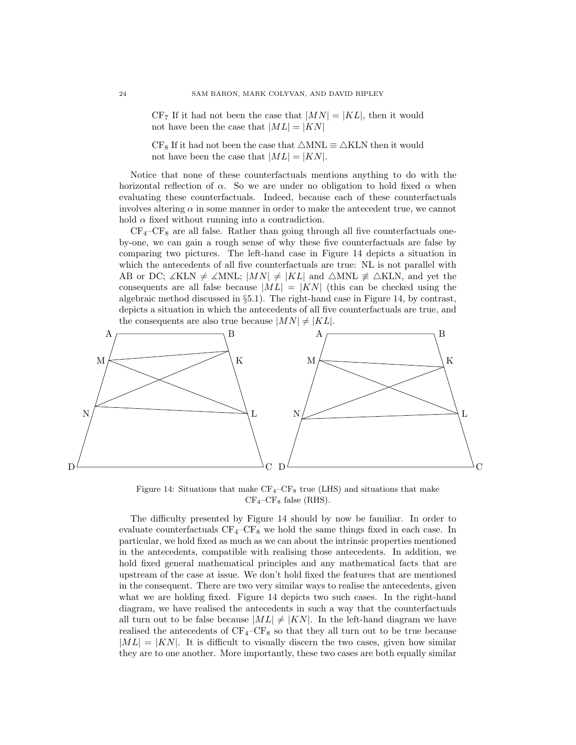CF$_7$ If it had not been the case that $|MN| = |KL|$, then it would not have been the case that $|ML| = |KN|$

CF$_8$ If it had not been the case that △MNL ≡ △KLN then it would not have been the case that $|ML| = |KN|$.

Notice that none of these counterfactuals mentions anything to do with the horizontal reflection of $\alpha$. So we are under no obligation to hold fixed $\alpha$ when evaluating these counterfactuals. Indeed, because each of these counterfactuals involves altering $\alpha$ in some manner in order to make the antecedent true, we cannot hold $\alpha$ fixed without running into a contradiction.

CF$_4$–CF$_8$ are all false. Rather than going through all five counterfactuals one-by-one, we can gain a rough sense of why these five counterfactuals are false by comparing two pictures. The left-hand case in Figure 14 depicts a situation in which the antecedents of all five counterfactuals are true: NL is not parallel with AB or DC; ∡KLN ≠ ∡MNL; $|MN| \neq |KL|$ and △MNL ≢ △KLN, and yet the consequents are all false because $|ML| = |KN|$ (this can be checked using the algebraic method discussed in §5.1). The right-hand case in Figure 14, by contrast, depicts a situation in which the antecedents of all five counterfactuals are true, and the consequents are also true because $|MN| \neq |KL|$.

Figure 14: Situations that make CF$_4$–CF$_8$ true (LHS) and situations that make CF$_4$–CF$_8$ false (RHS).

The difficulty presented by Figure 14 should by now be familiar. In order to evaluate counterfactuals CF$_4$–CF$_8$ we hold the same things fixed in each case. In particular, we hold fixed as much as we can about the intrinsic properties mentioned in the antecedents, compatible with realising those antecedents. In addition, we hold fixed general mathematical principles and any mathematical facts that are upstream of the case at issue. We don't hold fixed the features that are mentioned in the consequent. There are two very similar ways to realise the antecedents, given what we are holding fixed. Figure 14 depicts two such cases. In the right-hand diagram, we have realised the antecedents in such a way that the counterfactuals all turn out to be false because $|ML| \neq |KN|$. In the left-hand diagram we have realised the antecedents of CF$_4$–CF$_8$ so that they all turn out to be true because $|ML| = |KN|$. It is difficult to visually discern the two cases, given how similar they are to one another. More importantly, these two cases are both equally similar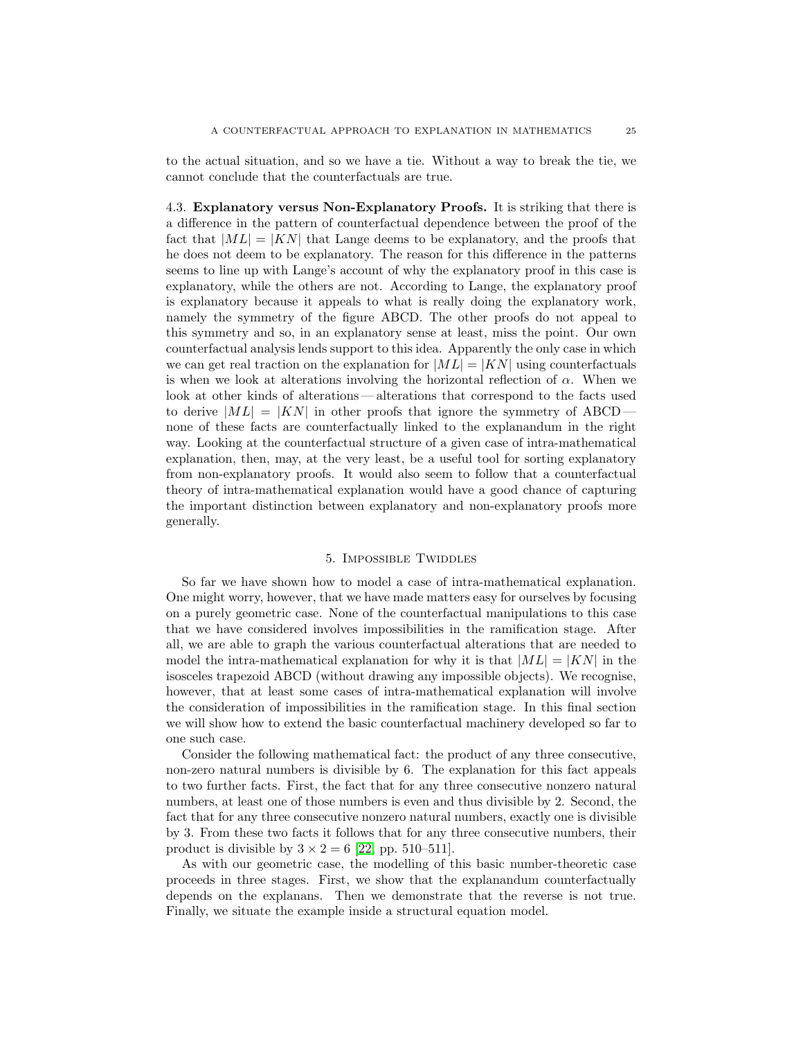to the actual situation, and so we have a tie. Without a way to break the tie, we cannot conclude that the counterfactuals are true.

### 4.3. Explanatory versus Non-Explanatory Proofs.

It is striking that there is a difference in the pattern of counterfactual dependence between the proof of the fact that $|ML| = |KN|$ that Lange deems to be explanatory, and the proofs that he does not deem to be explanatory. The reason for this difference in the patterns seems to line up with Lange's account of why the explanatory proof in this case is explanatory, while the others are not. According to Lange, the explanatory proof is explanatory because it appeals to what is really doing the explanatory work, namely the symmetry of the figure ABCD. The other proofs do not appeal to this symmetry and so, in an explanatory sense at least, miss the point. Our own counterfactual analysis lends support to this idea. Apparently the only case in which we can get real traction on the explanation for $|ML| = |KN|$ using counterfactuals is when we look at alterations involving the horizontal reflection of $\alpha$. When we look at other kinds of alterations — alterations that correspond to the facts used to derive $|ML| = |KN|$ in other proofs that ignore the symmetry of ABCD — none of these facts are counterfactually linked to the explanandum in the right way. Looking at the counterfactual structure of a given case of intra-mathematical explanation, then, may, at the very least, be a useful tool for sorting explanatory from non-explanatory proofs. It would also seem to follow that a counterfactual theory of intra-mathematical explanation would have a good chance of capturing the important distinction between explanatory and non-explanatory proofs more generally.

## 5. Impossible Twiddles

So far we have shown how to model a case of intra-mathematical explanation. One might worry, however, that we have made matters easy for ourselves by focusing on a purely geometric case. None of the counterfactual manipulations to this case that we have considered involves impossibilities in the ramification stage. After all, we are able to graph the various counterfactual alterations that are needed to model the intra-mathematical explanation for why it is that $|ML| = |KN|$ in the isosceles trapezoid ABCD (without drawing any impossible objects). We recognise, however, that at least some cases of intra-mathematical explanation will involve the consideration of impossibilities in the ramification stage. In this final section we will show how to extend the basic counterfactual machinery developed so far to one such case.

Consider the following mathematical fact: the product of any three consecutive, non-zero natural numbers is divisible by 6. The explanation for this fact appeals to two further facts. First, the fact that for any three consecutive nonzero natural numbers, at least one of those numbers is even and thus divisible by 2. Second, the fact that for any three consecutive nonzero natural numbers, exactly one is divisible by 3. From these two facts it follows that for any three consecutive numbers, their product is divisible by $3 \times 2 = 6$ [22, pp. 510–511].

As with our geometric case, the modelling of this basic number-theoretic case proceeds in three stages. First, we show that the explanandum counterfactually depends on the explanans. Then we demonstrate that the reverse is not true. Finally, we situate the example inside a structural equation model.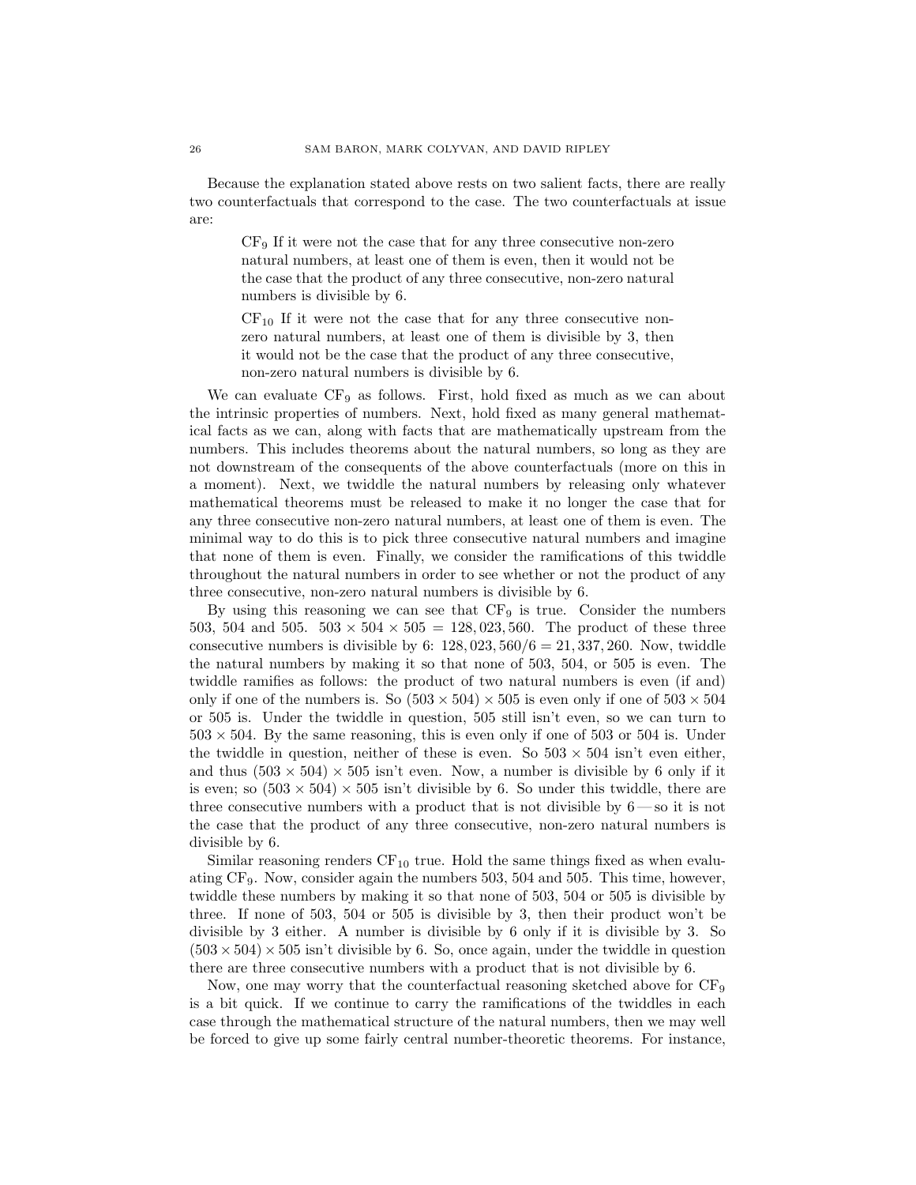Because the explanation stated above rests on two salient facts, there are really two counterfactuals that correspond to the case. The two counterfactuals at issue are:

> $\text{CF}_9$ If it were not the case that for any three consecutive non-zero natural numbers, at least one of them is even, then it would not be the case that the product of any three consecutive, non-zero natural numbers is divisible by 6.
>
> $\text{CF}_{10}$ If it were not the case that for any three consecutive non-zero natural numbers, at least one of them is divisible by 3, then it would not be the case that the product of any three consecutive, non-zero natural numbers is divisible by 6.

We can evaluate $\text{CF}_9$ as follows. First, hold fixed as much as we can about the intrinsic properties of numbers. Next, hold fixed as many general mathematical facts as we can, along with facts that are mathematically upstream from the numbers. This includes theorems about the natural numbers, so long as they are not downstream of the consequents of the above counterfactuals (more on this in a moment). Next, we twiddle the natural numbers by releasing only whatever mathematical theorems must be released to make it no longer the case that for any three consecutive non-zero natural numbers, at least one of them is even. The minimal way to do this is to pick three consecutive natural numbers and imagine that none of them is even. Finally, we consider the ramifications of this twiddle throughout the natural numbers in order to see whether or not the product of any three consecutive, non-zero natural numbers is divisible by 6.

By using this reasoning we can see that $\text{CF}_9$ is true. Consider the numbers 503, 504 and 505. $503 \times 504 \times 505 = 128,023,560$. The product of these three consecutive numbers is divisible by 6: $128,023,560/6 = 21,337,260$. Now, twiddle the natural numbers by making it so that none of 503, 504, or 505 is even. The twiddle ramifies as follows: the product of two natural numbers is even (if and) only if one of the numbers is. So $(503 \times 504) \times 505$ is even only if one of $503 \times 504$ or 505 is. Under the twiddle in question, 505 still isn't even, so we can turn to $503 \times 504$. By the same reasoning, this is even only if one of 503 or 504 is. Under the twiddle in question, neither of these is even. So $503 \times 504$ isn't even either, and thus $(503 \times 504) \times 505$ isn't even. Now, a number is divisible by 6 only if it is even; so $(503 \times 504) \times 505$ isn't divisible by 6. So under this twiddle, there are three consecutive numbers with a product that is not divisible by 6 — so it is not the case that the product of any three consecutive, non-zero natural numbers is divisible by 6.

Similar reasoning renders $\text{CF}_{10}$ true. Hold the same things fixed as when evaluating $\text{CF}_9$. Now, consider again the numbers 503, 504 and 505. This time, however, twiddle these numbers by making it so that none of 503, 504 or 505 is divisible by three. If none of 503, 504 or 505 is divisible by 3, then their product won't be divisible by 3 either. A number is divisible by 6 only if it is divisible by 3. So $(503 \times 504) \times 505$ isn't divisible by 6. So, once again, under the twiddle in question there are three consecutive numbers with a product that is not divisible by 6.

Now, one may worry that the counterfactual reasoning sketched above for $\text{CF}_9$ is a bit quick. If we continue to carry the ramifications of the twiddles in each case through the mathematical structure of the natural numbers, then we may well be forced to give up some fairly central number-theoretic theorems. For instance,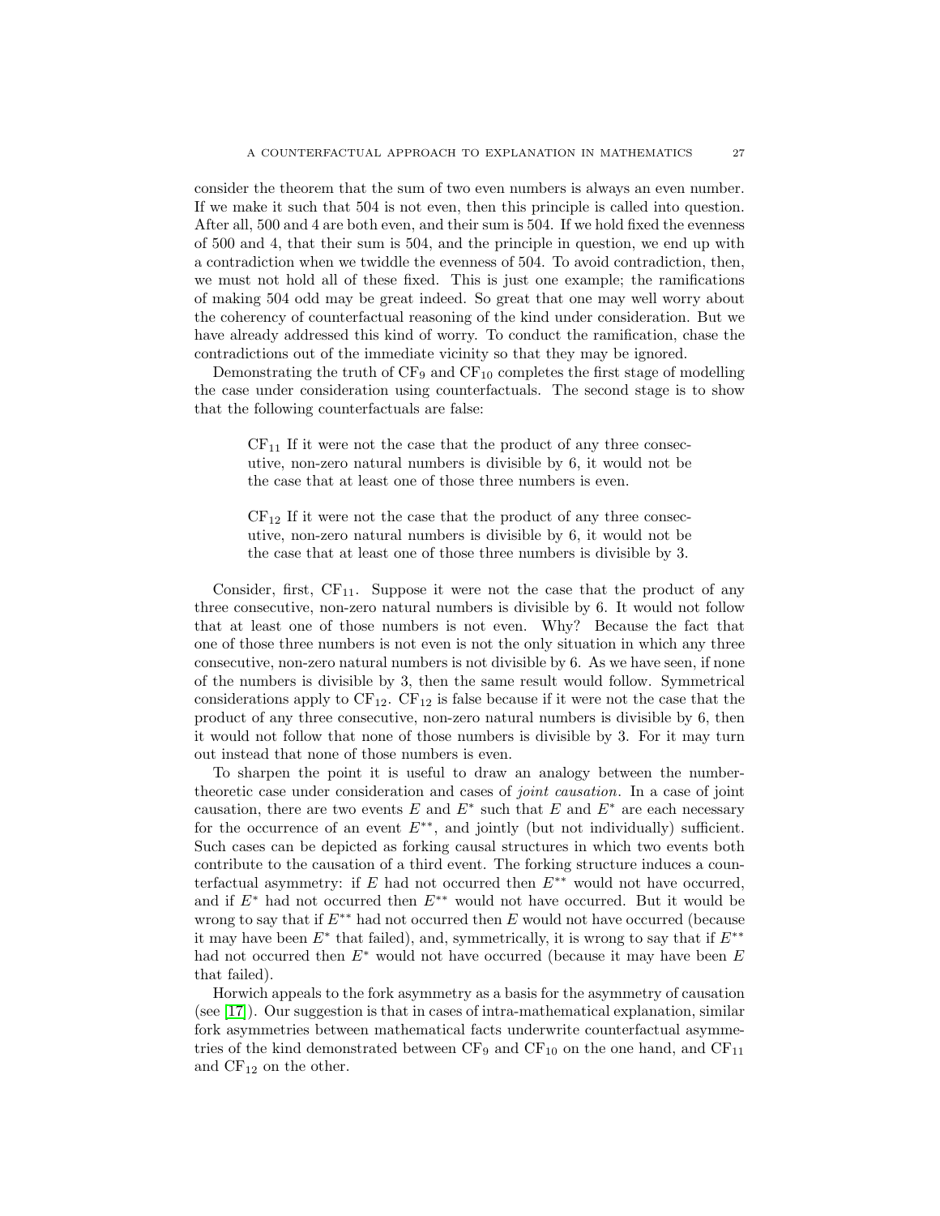consider the theorem that the sum of two even numbers is always an even number. If we make it such that 504 is not even, then this principle is called into question. After all, 500 and 4 are both even, and their sum is 504. If we hold fixed the evenness of 500 and 4, that their sum is 504, and the principle in question, we end up with a contradiction when we twiddle the evenness of 504. To avoid contradiction, then, we must not hold all of these fixed. This is just one example; the ramifications of making 504 odd may be great indeed. So great that one may well worry about the coherency of counterfactual reasoning of the kind under consideration. But we have already addressed this kind of worry. To conduct the ramification, chase the contradictions out of the immediate vicinity so that they may be ignored.

Demonstrating the truth of $\mathrm{CF}_9$ and $\mathrm{CF}_{10}$ completes the first stage of modelling the case under consideration using counterfactuals. The second stage is to show that the following counterfactuals are false:

> $\mathrm{CF}_{11}$ If it were not the case that the product of any three consecutive, non-zero natural numbers is divisible by 6, it would not be the case that at least one of those three numbers is even.

> $\mathrm{CF}_{12}$ If it were not the case that the product of any three consecutive, non-zero natural numbers is divisible by 6, it would not be the case that at least one of those three numbers is divisible by 3.

Consider, first, $\mathrm{CF}_{11}$. Suppose it were not the case that the product of any three consecutive, non-zero natural numbers is divisible by 6. It would not follow that at least one of those numbers is not even. Why? Because the fact that one of those three numbers is not even is not the only situation in which any three consecutive, non-zero natural numbers is not divisible by 6. As we have seen, if none of the numbers is divisible by 3, then the same result would follow. Symmetrical considerations apply to $\mathrm{CF}_{12}$. $\mathrm{CF}_{12}$ is false because if it were not the case that the product of any three consecutive, non-zero natural numbers is divisible by 6, then it would not follow that none of those numbers is divisible by 3. For it may turn out instead that none of those numbers is even.

To sharpen the point it is useful to draw an analogy between the number-theoretic case under consideration and cases of *joint causation*. In a case of joint causation, there are two events $E$ and $E^*$ such that $E$ and $E^*$ are each necessary for the occurrence of an event $E^{**}$, and jointly (but not individually) sufficient. Such cases can be depicted as forking causal structures in which two events both contribute to the causation of a third event. The forking structure induces a counterfactual asymmetry: if $E$ had not occurred then $E^{**}$ would not have occurred, and if $E^*$ had not occurred then $E^{**}$ would not have occurred. But it would be wrong to say that if $E^{**}$ had not occurred then $E$ would not have occurred (because it may have been $E^*$ that failed), and, symmetrically, it is wrong to say that if $E^{**}$ had not occurred then $E^*$ would not have occurred (because it may have been $E$ that failed).

Horwich appeals to the fork asymmetry as a basis for the asymmetry of causation (see [17]). Our suggestion is that in cases of intra-mathematical explanation, similar fork asymmetries between mathematical facts underwrite counterfactual asymmetries of the kind demonstrated between $\mathrm{CF}_9$ and $\mathrm{CF}_{10}$ on the one hand, and $\mathrm{CF}_{11}$ and $\mathrm{CF}_{12}$ on the other.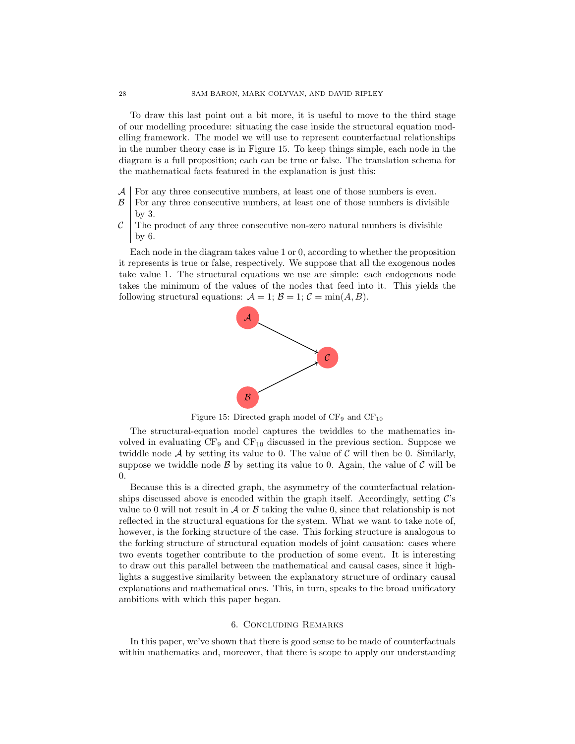To draw this last point out a bit more, it is useful to move to the third stage of our modelling procedure: situating the case inside the structural equation modelling framework. The model we will use to represent counterfactual relationships in the number theory case is in Figure 15. To keep things simple, each node in the diagram is a full proposition; each can be true or false. The translation schema for the mathematical facts featured in the explanation is just this:

| | |
|---|---|
| $\mathcal{A}$ | For any three consecutive numbers, at least one of those numbers is even. |
| $\mathcal{B}$ | For any three consecutive numbers, at least one of those numbers is divisible by 3. |
| $\mathcal{C}$ | The product of any three consecutive non-zero natural numbers is divisible by 6. |

Each node in the diagram takes value 1 or 0, according to whether the proposition it represents is true or false, respectively. We suppose that all the exogenous nodes take value 1. The structural equations we use are simple: each endogenous node takes the minimum of the values of the nodes that feed into it. This yields the following structural equations: $\mathcal{A} = 1$; $\mathcal{B} = 1$; $\mathcal{C} = \min(A, B)$.

Figure 15: Directed graph model of $\text{CF}_9$ and $\text{CF}_{10}$

The structural-equation model captures the twiddles to the mathematics involved in evaluating $\text{CF}_9$ and $\text{CF}_{10}$ discussed in the previous section. Suppose we twiddle node $\mathcal{A}$ by setting its value to 0. The value of $\mathcal{C}$ will then be 0. Similarly, suppose we twiddle node $\mathcal{B}$ by setting its value to 0. Again, the value of $\mathcal{C}$ will be 0.

Because this is a directed graph, the asymmetry of the counterfactual relationships discussed above is encoded within the graph itself. Accordingly, setting $\mathcal{C}$'s value to 0 will not result in $\mathcal{A}$ or $\mathcal{B}$ taking the value 0, since that relationship is not reflected in the structural equations for the system. What we want to take note of, however, is the forking structure of the case. This forking structure is analogous to the forking structure of structural equation models of joint causation: cases where two events together contribute to the production of some event. It is interesting to draw out this parallel between the mathematical and causal cases, since it highlights a suggestive similarity between the explanatory structure of ordinary causal explanations and mathematical ones. This, in turn, speaks to the broad unificatory ambitions with which this paper began.

## 6. Concluding Remarks

In this paper, we've shown that there is good sense to be made of counterfactuals within mathematics and, moreover, that there is scope to apply our understanding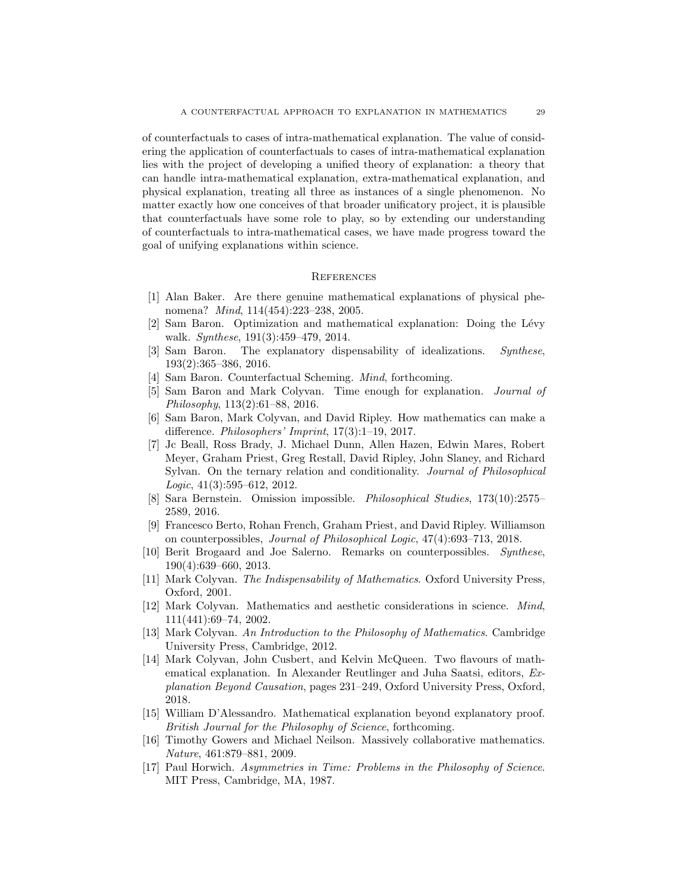of counterfactuals to cases of intra-mathematical explanation. The value of considering the application of counterfactuals to cases of intra-mathematical explanation lies with the project of developing a unified theory of explanation: a theory that can handle intra-mathematical explanation, extra-mathematical explanation, and physical explanation, treating all three as instances of a single phenomenon. No matter exactly how one conceives of that broader unificatory project, it is plausible that counterfactuals have some role to play, so by extending our understanding of counterfactuals to intra-mathematical cases, we have made progress toward the goal of unifying explanations within science.

## References

[1] Alan Baker. Are there genuine mathematical explanations of physical phenomena? *Mind*, 114(454):223–238, 2005.

[2] Sam Baron. Optimization and mathematical explanation: Doing the Lévy walk. *Synthese*, 191(3):459–479, 2014.

[3] Sam Baron. The explanatory dispensability of idealizations. *Synthese*, 193(2):365–386, 2016.

[4] Sam Baron. Counterfactual Scheming. *Mind*, forthcoming.

[5] Sam Baron and Mark Colyvan. Time enough for explanation. *Journal of Philosophy*, 113(2):61–88, 2016.

[6] Sam Baron, Mark Colyvan, and David Ripley. How mathematics can make a difference. *Philosophers' Imprint*, 17(3):1–19, 2017.

[7] Jc Beall, Ross Brady, J. Michael Dunn, Allen Hazen, Edwin Mares, Robert Meyer, Graham Priest, Greg Restall, David Ripley, John Slaney, and Richard Sylvan. On the ternary relation and conditionality. *Journal of Philosophical Logic*, 41(3):595–612, 2012.

[8] Sara Bernstein. Omission impossible. *Philosophical Studies*, 173(10):2575–2589, 2016.

[9] Francesco Berto, Rohan French, Graham Priest, and David Ripley. Williamson on counterpossibles, *Journal of Philosophical Logic*, 47(4):693–713, 2018.

[10] Berit Brogaard and Joe Salerno. Remarks on counterpossibles. *Synthese*, 190(4):639–660, 2013.

[11] Mark Colyvan. *The Indispensability of Mathematics*. Oxford University Press, Oxford, 2001.

[12] Mark Colyvan. Mathematics and aesthetic considerations in science. *Mind*, 111(441):69–74, 2002.

[13] Mark Colyvan. *An Introduction to the Philosophy of Mathematics*. Cambridge University Press, Cambridge, 2012.

[14] Mark Colyvan, John Cusbert, and Kelvin McQueen. Two flavours of mathematical explanation. In Alexander Reutlinger and Juha Saatsi, editors, *Explanation Beyond Causation*, pages 231–249, Oxford University Press, Oxford, 2018.

[15] William D'Alessandro. Mathematical explanation beyond explanatory proof. *British Journal for the Philosophy of Science*, forthcoming.

[16] Timothy Gowers and Michael Neilson. Massively collaborative mathematics. *Nature*, 461:879–881, 2009.

[17] Paul Horwich. *Asymmetries in Time: Problems in the Philosophy of Science*. MIT Press, Cambridge, MA, 1987.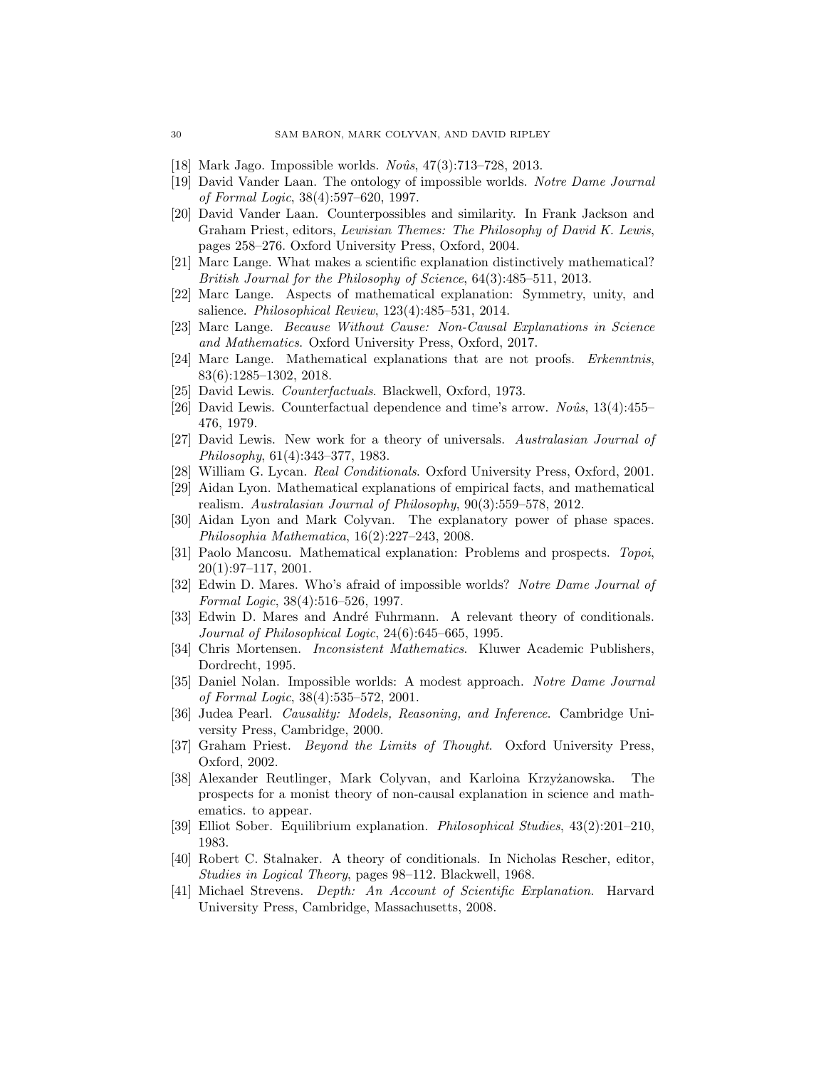[18] Mark Jago. Impossible worlds. *Noûs*, 47(3):713–728, 2013.

[19] David Vander Laan. The ontology of impossible worlds. *Notre Dame Journal of Formal Logic*, 38(4):597–620, 1997.

[20] David Vander Laan. Counterpossibles and similarity. In Frank Jackson and Graham Priest, editors, *Lewisian Themes: The Philosophy of David K. Lewis*, pages 258–276. Oxford University Press, Oxford, 2004.

[21] Marc Lange. What makes a scientific explanation distinctively mathematical? *British Journal for the Philosophy of Science*, 64(3):485–511, 2013.

[22] Marc Lange. Aspects of mathematical explanation: Symmetry, unity, and salience. *Philosophical Review*, 123(4):485–531, 2014.

[23] Marc Lange. *Because Without Cause: Non-Causal Explanations in Science and Mathematics*. Oxford University Press, Oxford, 2017.

[24] Marc Lange. Mathematical explanations that are not proofs. *Erkenntnis*, 83(6):1285–1302, 2018.

[25] David Lewis. *Counterfactuals*. Blackwell, Oxford, 1973.

[26] David Lewis. Counterfactual dependence and time's arrow. *Noûs*, 13(4):455–476, 1979.

[27] David Lewis. New work for a theory of universals. *Australasian Journal of Philosophy*, 61(4):343–377, 1983.

[28] William G. Lycan. *Real Conditionals*. Oxford University Press, Oxford, 2001.

[29] Aidan Lyon. Mathematical explanations of empirical facts, and mathematical realism. *Australasian Journal of Philosophy*, 90(3):559–578, 2012.

[30] Aidan Lyon and Mark Colyvan. The explanatory power of phase spaces. *Philosophia Mathematica*, 16(2):227–243, 2008.

[31] Paolo Mancosu. Mathematical explanation: Problems and prospects. *Topoi*, 20(1):97–117, 2001.

[32] Edwin D. Mares. Who's afraid of impossible worlds? *Notre Dame Journal of Formal Logic*, 38(4):516–526, 1997.

[33] Edwin D. Mares and André Fuhrmann. A relevant theory of conditionals. *Journal of Philosophical Logic*, 24(6):645–665, 1995.

[34] Chris Mortensen. *Inconsistent Mathematics*. Kluwer Academic Publishers, Dordrecht, 1995.

[35] Daniel Nolan. Impossible worlds: A modest approach. *Notre Dame Journal of Formal Logic*, 38(4):535–572, 2001.

[36] Judea Pearl. *Causality: Models, Reasoning, and Inference*. Cambridge University Press, Cambridge, 2000.

[37] Graham Priest. *Beyond the Limits of Thought*. Oxford University Press, Oxford, 2002.

[38] Alexander Reutlinger, Mark Colyvan, and Karloina Krzyżanowska. The prospects for a monist theory of non-causal explanation in science and mathematics. to appear.

[39] Elliot Sober. Equilibrium explanation. *Philosophical Studies*, 43(2):201–210, 1983.

[40] Robert C. Stalnaker. A theory of conditionals. In Nicholas Rescher, editor, *Studies in Logical Theory*, pages 98–112. Blackwell, 1968.

[41] Michael Strevens. *Depth: An Account of Scientific Explanation*. Harvard University Press, Cambridge, Massachusetts, 2008.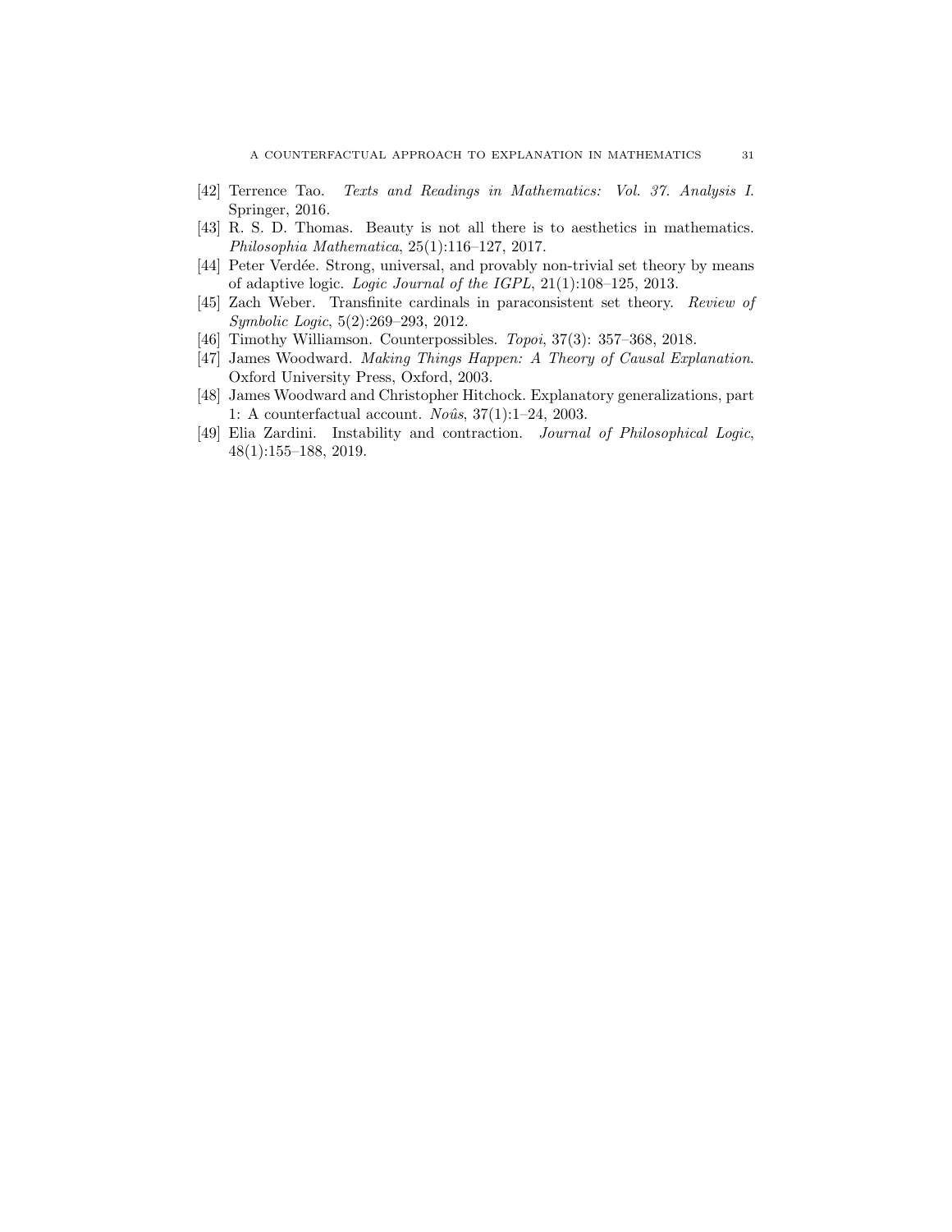[42] Terrence Tao. *Texts and Readings in Mathematics: Vol. 37. Analysis I.* Springer, 2016.

[43] R. S. D. Thomas. Beauty is not all there is to aesthetics in mathematics. *Philosophia Mathematica*, 25(1):116–127, 2017.

[44] Peter Verdée. Strong, universal, and provably non-trivial set theory by means of adaptive logic. *Logic Journal of the IGPL*, 21(1):108–125, 2013.

[45] Zach Weber. Transfinite cardinals in paraconsistent set theory. *Review of Symbolic Logic*, 5(2):269–293, 2012.

[46] Timothy Williamson. Counterpossibles. *Topoi*, 37(3): 357–368, 2018.

[47] James Woodward. *Making Things Happen: A Theory of Causal Explanation*. Oxford University Press, Oxford, 2003.

[48] James Woodward and Christopher Hitchock. Explanatory generalizations, part 1: A counterfactual account. *Noûs*, 37(1):1–24, 2003.

[49] Elia Zardini. Instability and contraction. *Journal of Philosophical Logic*, 48(1):155–188, 2019.